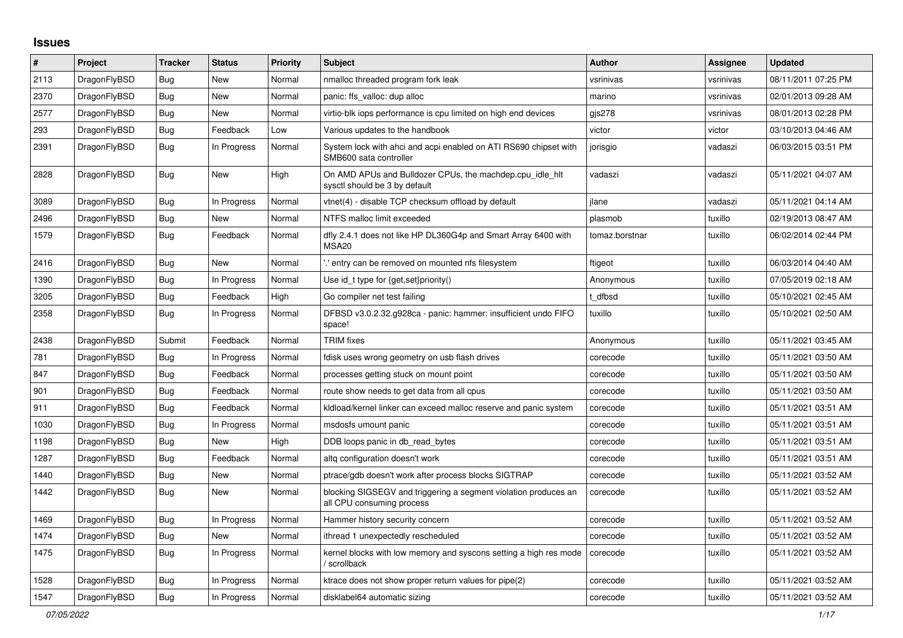# Issues

| # | Project | Tracker | Status | Priority | Subject | Author | Assignee | Updated |
|---|---|---|---|---|---|---|---|---|
| 2113 | DragonFlyBSD | Bug | New | Normal | nmalloc threaded program fork leak | vsrinivas | vsrinivas | 08/11/2011 07:25 PM |
| 2370 | DragonFlyBSD | Bug | New | Normal | panic: ffs_valloc: dup alloc | marino | vsrinivas | 02/01/2013 09:28 AM |
| 2577 | DragonFlyBSD | Bug | New | Normal | virtio-blk iops performance is cpu limited on high end devices | gjs278 | vsrinivas | 08/01/2013 02:28 PM |
| 293 | DragonFlyBSD | Bug | Feedback | Low | Various updates to the handbook | victor | victor | 03/10/2013 04:46 AM |
| 2391 | DragonFlyBSD | Bug | In Progress | Normal | System lock with ahci and acpi enabled on ATI RS690 chipset with SMB600 sata controller | jorisgio | vadaszi | 06/03/2015 03:51 PM |
| 2828 | DragonFlyBSD | Bug | New | High | On AMD APUs and Bulldozer CPUs, the machdep.cpu_idle_hlt sysctl should be 3 by default | vadaszi | vadaszi | 05/11/2021 04:07 AM |
| 3089 | DragonFlyBSD | Bug | In Progress | Normal | vtnet(4) - disable TCP checksum offload by default | jlane | vadaszi | 05/11/2021 04:14 AM |
| 2496 | DragonFlyBSD | Bug | New | Normal | NTFS malloc limit exceeded | plasmob | tuxillo | 02/19/2013 08:47 AM |
| 1579 | DragonFlyBSD | Bug | Feedback | Normal | dfly 2.4.1 does not like HP DL360G4p and Smart Array 6400 with MSA20 | tomaz.borstnar | tuxillo | 06/02/2014 02:44 PM |
| 2416 | DragonFlyBSD | Bug | New | Normal | '.' entry can be removed on mounted nfs filesystem | ftigeot | tuxillo | 06/03/2014 04:40 AM |
| 1390 | DragonFlyBSD | Bug | In Progress | Normal | Use id_t type for {get,set}priority() | Anonymous | tuxillo | 07/05/2019 02:18 AM |
| 3205 | DragonFlyBSD | Bug | Feedback | High | Go compiler net test failing | t_dfbsd | tuxillo | 05/10/2021 02:45 AM |
| 2358 | DragonFlyBSD | Bug | In Progress | Normal | DFBSD v3.0.2.32.g928ca - panic: hammer: insufficient undo FIFO space! | tuxillo | tuxillo | 05/10/2021 02:50 AM |
| 2438 | DragonFlyBSD | Submit | Feedback | Normal | TRIM fixes | Anonymous | tuxillo | 05/11/2021 03:45 AM |
| 781 | DragonFlyBSD | Bug | In Progress | Normal | fdisk uses wrong geometry on usb flash drives | corecode | tuxillo | 05/11/2021 03:50 AM |
| 847 | DragonFlyBSD | Bug | Feedback | Normal | processes getting stuck on mount point | corecode | tuxillo | 05/11/2021 03:50 AM |
| 901 | DragonFlyBSD | Bug | Feedback | Normal | route show needs to get data from all cpus | corecode | tuxillo | 05/11/2021 03:50 AM |
| 911 | DragonFlyBSD | Bug | Feedback | Normal | kldload/kernel linker can exceed malloc reserve and panic system | corecode | tuxillo | 05/11/2021 03:51 AM |
| 1030 | DragonFlyBSD | Bug | In Progress | Normal | msdosfs umount panic | corecode | tuxillo | 05/11/2021 03:51 AM |
| 1198 | DragonFlyBSD | Bug | New | High | DDB loops panic in db_read_bytes | corecode | tuxillo | 05/11/2021 03:51 AM |
| 1287 | DragonFlyBSD | Bug | Feedback | Normal | altq configuration doesn't work | corecode | tuxillo | 05/11/2021 03:51 AM |
| 1440 | DragonFlyBSD | Bug | New | Normal | ptrace/gdb doesn't work after process blocks SIGTRAP | corecode | tuxillo | 05/11/2021 03:52 AM |
| 1442 | DragonFlyBSD | Bug | New | Normal | blocking SIGSEGV and triggering a segment violation produces an all CPU consuming process | corecode | tuxillo | 05/11/2021 03:52 AM |
| 1469 | DragonFlyBSD | Bug | In Progress | Normal | Hammer history security concern | corecode | tuxillo | 05/11/2021 03:52 AM |
| 1474 | DragonFlyBSD | Bug | New | Normal | ithread 1 unexpectedly rescheduled | corecode | tuxillo | 05/11/2021 03:52 AM |
| 1475 | DragonFlyBSD | Bug | In Progress | Normal | kernel blocks with low memory and syscons setting a high res mode / scrollback | corecode | tuxillo | 05/11/2021 03:52 AM |
| 1528 | DragonFlyBSD | Bug | In Progress | Normal | ktrace does not show proper return values for pipe(2) | corecode | tuxillo | 05/11/2021 03:52 AM |
| 1547 | DragonFlyBSD | Bug | In Progress | Normal | disklabel64 automatic sizing | corecode | tuxillo | 05/11/2021 03:52 AM |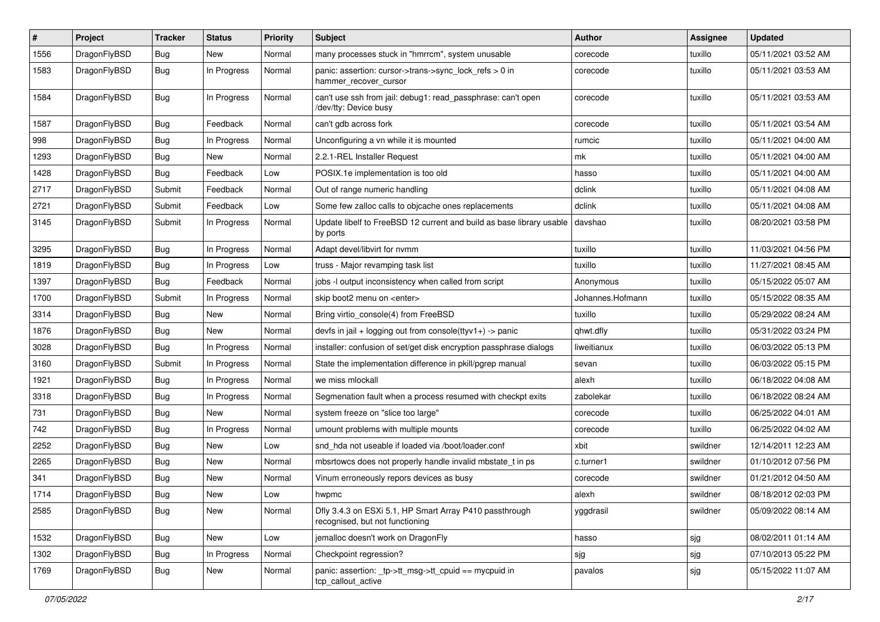| # | Project | Tracker | Status | Priority | Subject | Author | Assignee | Updated |
|---|---|---|---|---|---|---|---|---|
| 1556 | DragonFlyBSD | Bug | New | Normal | many processes stuck in "hmrrcm", system unusable | corecode | tuxillo | 05/11/2021 03:52 AM |
| 1583 | DragonFlyBSD | Bug | In Progress | Normal | panic: assertion: cursor->trans->sync_lock_refs > 0 in hammer_recover_cursor | corecode | tuxillo | 05/11/2021 03:53 AM |
| 1584 | DragonFlyBSD | Bug | In Progress | Normal | can't use ssh from jail: debug1: read_passphrase: can't open /dev/tty: Device busy | corecode | tuxillo | 05/11/2021 03:53 AM |
| 1587 | DragonFlyBSD | Bug | Feedback | Normal | can't gdb across fork | corecode | tuxillo | 05/11/2021 03:54 AM |
| 998 | DragonFlyBSD | Bug | In Progress | Normal | Unconfiguring a vn while it is mounted | rumcic | tuxillo | 05/11/2021 04:00 AM |
| 1293 | DragonFlyBSD | Bug | New | Normal | 2.2.1-REL Installer Request | mk | tuxillo | 05/11/2021 04:00 AM |
| 1428 | DragonFlyBSD | Bug | Feedback | Low | POSIX.1e implementation is too old | hasso | tuxillo | 05/11/2021 04:00 AM |
| 2717 | DragonFlyBSD | Submit | Feedback | Normal | Out of range numeric handling | dclink | tuxillo | 05/11/2021 04:08 AM |
| 2721 | DragonFlyBSD | Submit | Feedback | Low | Some few zalloc calls to objcache ones replacements | dclink | tuxillo | 05/11/2021 04:08 AM |
| 3145 | DragonFlyBSD | Submit | In Progress | Normal | Update libelf to FreeBSD 12 current and build as base library usable by ports | davshao | tuxillo | 08/20/2021 03:58 PM |
| 3295 | DragonFlyBSD | Bug | In Progress | Normal | Adapt devel/libvirt for nvmm | tuxillo | tuxillo | 11/03/2021 04:56 PM |
| 1819 | DragonFlyBSD | Bug | In Progress | Low | truss - Major revamping task list | tuxillo | tuxillo | 11/27/2021 08:45 AM |
| 1397 | DragonFlyBSD | Bug | Feedback | Normal | jobs -l output inconsistency when called from script | Anonymous | tuxillo | 05/15/2022 05:07 AM |
| 1700 | DragonFlyBSD | Submit | In Progress | Normal | skip boot2 menu on <enter> | Johannes.Hofmann | tuxillo | 05/15/2022 08:35 AM |
| 3314 | DragonFlyBSD | Bug | New | Normal | Bring virtio_console(4) from FreeBSD | tuxillo | tuxillo | 05/29/2022 08:24 AM |
| 1876 | DragonFlyBSD | Bug | New | Normal | devfs in jail + logging out from console(ttyv1+) -> panic | qhwt.dfly | tuxillo | 05/31/2022 03:24 PM |
| 3028 | DragonFlyBSD | Bug | In Progress | Normal | installer: confusion of set/get disk encryption passphrase dialogs | liweitianux | tuxillo | 06/03/2022 05:13 PM |
| 3160 | DragonFlyBSD | Submit | In Progress | Normal | State the implementation difference in pkill/pgrep manual | sevan | tuxillo | 06/03/2022 05:15 PM |
| 1921 | DragonFlyBSD | Bug | In Progress | Normal | we miss mlockall | alexh | tuxillo | 06/18/2022 04:08 AM |
| 3318 | DragonFlyBSD | Bug | In Progress | Normal | Segmenation fault when a process resumed with checkpt exits | zabolekar | tuxillo | 06/18/2022 08:24 AM |
| 731 | DragonFlyBSD | Bug | New | Normal | system freeze on "slice too large" | corecode | tuxillo | 06/25/2022 04:01 AM |
| 742 | DragonFlyBSD | Bug | In Progress | Normal | umount problems with multiple mounts | corecode | tuxillo | 06/25/2022 04:02 AM |
| 2252 | DragonFlyBSD | Bug | New | Low | snd_hda not useable if loaded via /boot/loader.conf | xbit | swildner | 12/14/2011 12:23 AM |
| 2265 | DragonFlyBSD | Bug | New | Normal | mbsrtowcs does not properly handle invalid mbstate_t in ps | c.turner1 | swildner | 01/10/2012 07:56 PM |
| 341 | DragonFlyBSD | Bug | New | Normal | Vinum erroneously repors devices as busy | corecode | swildner | 01/21/2012 04:50 AM |
| 1714 | DragonFlyBSD | Bug | New | Low | hwpmc | alexh | swildner | 08/18/2012 02:03 PM |
| 2585 | DragonFlyBSD | Bug | New | Normal | Dfly 3.4.3 on ESXi 5.1, HP Smart Array P410 passthrough recognised, but not functioning | yggdrasil | swildner | 05/09/2022 08:14 AM |
| 1532 | DragonFlyBSD | Bug | New | Low | jemalloc doesn't work on DragonFly | hasso | sjg | 08/02/2011 01:14 AM |
| 1302 | DragonFlyBSD | Bug | In Progress | Normal | Checkpoint regression? | sjg | sjg | 07/10/2013 05:22 PM |
| 1769 | DragonFlyBSD | Bug | New | Normal | panic: assertion: _tp->tt_msg->tt_cpuid == mycpuid in tcp_callout_active | pavalos | sjg | 05/15/2022 11:07 AM |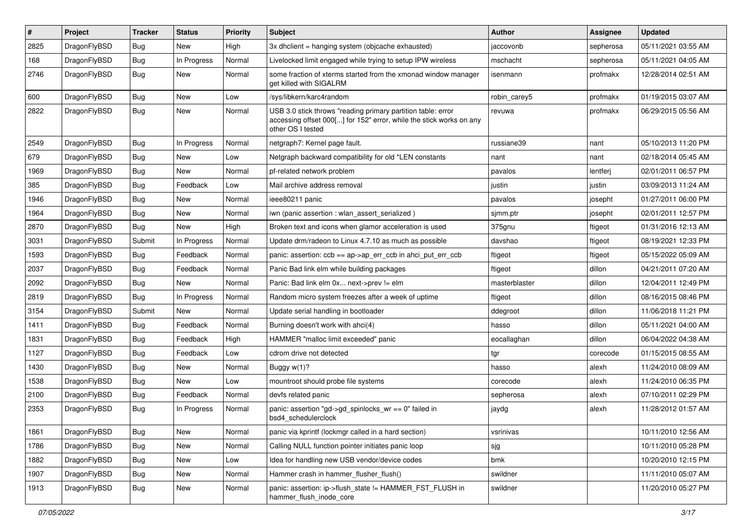| # | Project | Tracker | Status | Priority | Subject | Author | Assignee | Updated |
|---|---|---|---|---|---|---|---|---|
| 2825 | DragonFlyBSD | Bug | New | High | 3x dhclient = hanging system (objcache exhausted) | jaccovonb | sepherosa | 05/11/2021 03:55 AM |
| 168 | DragonFlyBSD | Bug | In Progress | Normal | Livelocked limit engaged while trying to setup IPW wireless | mschacht | sepherosa | 05/11/2021 04:05 AM |
| 2746 | DragonFlyBSD | Bug | New | Normal | some fraction of xterms started from the xmonad window manager get killed with SIGALRM | isenmann | profmakx | 12/28/2014 02:51 AM |
| 600 | DragonFlyBSD | Bug | New | Low | /sys/libkern/karc4random | robin_carey5 | profmakx | 01/19/2015 03:07 AM |
| 2822 | DragonFlyBSD | Bug | New | Normal | USB 3.0 stick throws "reading primary partition table: error accessing offset 000[...] for 152" error, while the stick works on any other OS I tested | revuwa | profmakx | 06/29/2015 05:56 AM |
| 2549 | DragonFlyBSD | Bug | In Progress | Normal | netgraph7: Kernel page fault. | russiane39 | nant | 05/10/2013 11:20 PM |
| 679 | DragonFlyBSD | Bug | New | Low | Netgraph backward compatibility for old *LEN constants | nant | nant | 02/18/2014 05:45 AM |
| 1969 | DragonFlyBSD | Bug | New | Normal | pf-related network problem | pavalos | lentferj | 02/01/2011 06:57 PM |
| 385 | DragonFlyBSD | Bug | Feedback | Low | Mail archive address removal | justin | justin | 03/09/2013 11:24 AM |
| 1946 | DragonFlyBSD | Bug | New | Normal | ieee80211 panic | pavalos | josepht | 01/27/2011 06:00 PM |
| 1964 | DragonFlyBSD | Bug | New | Normal | iwn (panic assertion : wlan_assert_serialized ) | sjmm.ptr | josepht | 02/01/2011 12:57 PM |
| 2870 | DragonFlyBSD | Bug | New | High | Broken text and icons when glamor acceleration is used | 375gnu | ftigeot | 01/31/2016 12:13 AM |
| 3031 | DragonFlyBSD | Submit | In Progress | Normal | Update drm/radeon to Linux 4.7.10 as much as possible | davshao | ftigeot | 08/19/2021 12:33 PM |
| 1593 | DragonFlyBSD | Bug | Feedback | Normal | panic: assertion: ccb == ap->ap_err_ccb in ahci_put_err_ccb | ftigeot | ftigeot | 05/15/2022 05:09 AM |
| 2037 | DragonFlyBSD | Bug | Feedback | Normal | Panic Bad link elm while building packages | ftigeot | dillon | 04/21/2011 07:20 AM |
| 2092 | DragonFlyBSD | Bug | New | Normal | Panic: Bad link elm 0x... next->prev != elm | masterblaster | dillon | 12/04/2011 12:49 PM |
| 2819 | DragonFlyBSD | Bug | In Progress | Normal | Random micro system freezes after a week of uptime | ftigeot | dillon | 08/16/2015 08:46 PM |
| 3154 | DragonFlyBSD | Submit | New | Normal | Update serial handling in bootloader | ddegroot | dillon | 11/06/2018 11:21 PM |
| 1411 | DragonFlyBSD | Bug | Feedback | Normal | Burning doesn't work with ahci(4) | hasso | dillon | 05/11/2021 04:00 AM |
| 1831 | DragonFlyBSD | Bug | Feedback | High | HAMMER "malloc limit exceeded" panic | eocallaghan | dillon | 06/04/2022 04:38 AM |
| 1127 | DragonFlyBSD | Bug | Feedback | Low | cdrom drive not detected | tgr | corecode | 01/15/2015 08:55 AM |
| 1430 | DragonFlyBSD | Bug | New | Normal | Buggy w(1)? | hasso | alexh | 11/24/2010 08:09 AM |
| 1538 | DragonFlyBSD | Bug | New | Low | mountroot should probe file systems | corecode | alexh | 11/24/2010 06:35 PM |
| 2100 | DragonFlyBSD | Bug | Feedback | Normal | devfs related panic | sepherosa | alexh | 07/10/2011 02:29 PM |
| 2353 | DragonFlyBSD | Bug | In Progress | Normal | panic: assertion "gd->gd_spinlocks_wr == 0" failed in bsd4_schedulerclock | jaydg | alexh | 11/28/2012 01:57 AM |
| 1861 | DragonFlyBSD | Bug | New | Normal | panic via kprintf (lockmgr called in a hard section) | vsrinivas | | 10/11/2010 12:56 AM |
| 1786 | DragonFlyBSD | Bug | New | Normal | Calling NULL function pointer initiates panic loop | sjg | | 10/11/2010 05:28 PM |
| 1882 | DragonFlyBSD | Bug | New | Low | Idea for handling new USB vendor/device codes | bmk | | 10/20/2010 12:15 PM |
| 1907 | DragonFlyBSD | Bug | New | Normal | Hammer crash in hammer_flusher_flush() | swildner | | 11/11/2010 05:07 AM |
| 1913 | DragonFlyBSD | Bug | New | Normal | panic: assertion: ip->flush_state != HAMMER_FST_FLUSH in hammer_flush_inode_core | swildner | | 11/20/2010 05:27 PM |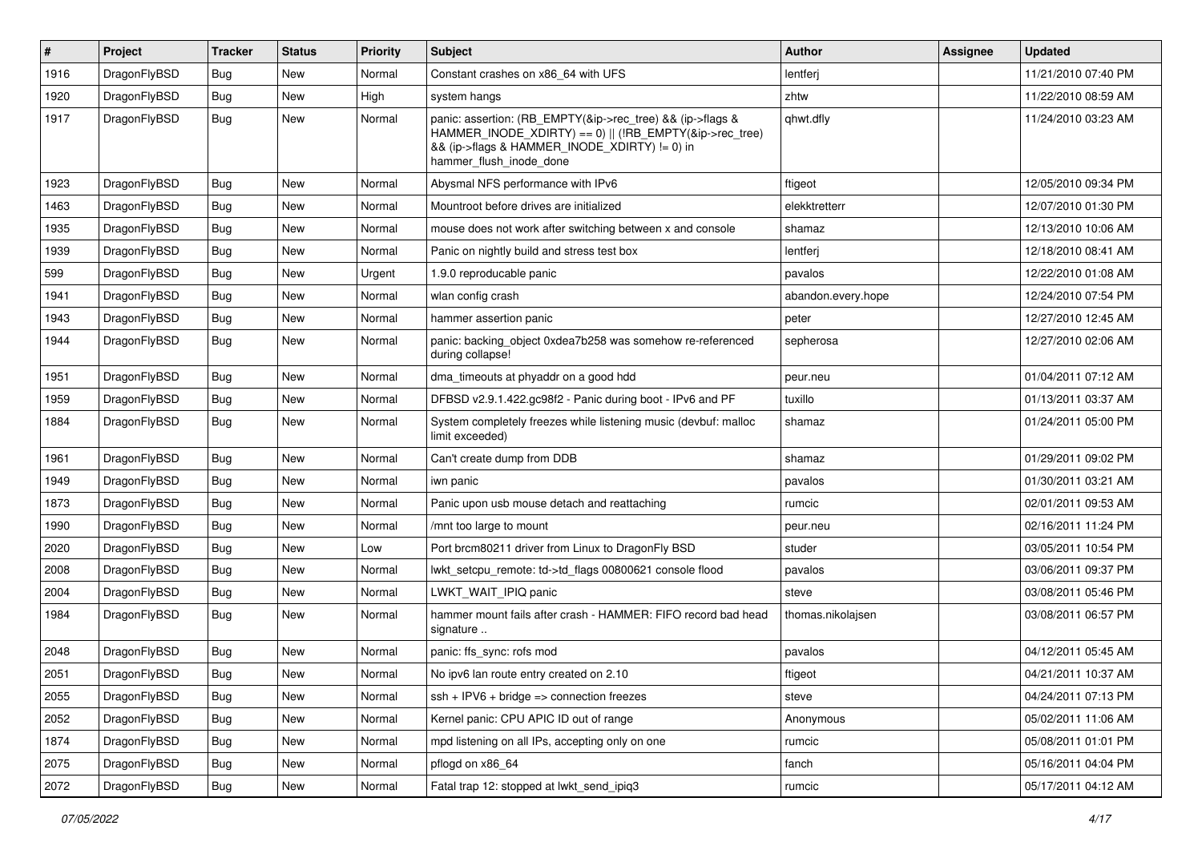| # | Project | Tracker | Status | Priority | Subject | Author | Assignee | Updated |
|---|---|---|---|---|---|---|---|---|
| 1916 | DragonFlyBSD | Bug | New | Normal | Constant crashes on x86_64 with UFS | lentferj | | 11/21/2010 07:40 PM |
| 1920 | DragonFlyBSD | Bug | New | High | system hangs | zhtw | | 11/22/2010 08:59 AM |
| 1917 | DragonFlyBSD | Bug | New | Normal | panic: assertion: (RB_EMPTY(&ip->rec_tree) && (ip->flags & HAMMER_INODE_XDIRTY) == 0) \|\| (!RB_EMPTY(&ip->rec_tree) && (ip->flags & HAMMER_INODE_XDIRTY) != 0) in hammer_flush_inode_done | qhwt.dfly | | 11/24/2010 03:23 AM |
| 1923 | DragonFlyBSD | Bug | New | Normal | Abysmal NFS performance with IPv6 | ftigeot | | 12/05/2010 09:34 PM |
| 1463 | DragonFlyBSD | Bug | New | Normal | Mountroot before drives are initialized | elekktretterr | | 12/07/2010 01:30 PM |
| 1935 | DragonFlyBSD | Bug | New | Normal | mouse does not work after switching between x and console | shamaz | | 12/13/2010 10:06 AM |
| 1939 | DragonFlyBSD | Bug | New | Normal | Panic on nightly build and stress test box | lentferj | | 12/18/2010 08:41 AM |
| 599 | DragonFlyBSD | Bug | New | Urgent | 1.9.0 reproducable panic | pavalos | | 12/22/2010 01:08 AM |
| 1941 | DragonFlyBSD | Bug | New | Normal | wlan config crash | abandon.every.hope | | 12/24/2010 07:54 PM |
| 1943 | DragonFlyBSD | Bug | New | Normal | hammer assertion panic | peter | | 12/27/2010 12:45 AM |
| 1944 | DragonFlyBSD | Bug | New | Normal | panic: backing_object 0xdea7b258 was somehow re-referenced during collapse! | sepherosa | | 12/27/2010 02:06 AM |
| 1951 | DragonFlyBSD | Bug | New | Normal | dma_timeouts at phyaddr on a good hdd | peur.neu | | 01/04/2011 07:12 AM |
| 1959 | DragonFlyBSD | Bug | New | Normal | DFBSD v2.9.1.422.gc98f2 - Panic during boot - IPv6 and PF | tuxillo | | 01/13/2011 03:37 AM |
| 1884 | DragonFlyBSD | Bug | New | Normal | System completely freezes while listening music (devbuf: malloc limit exceeded) | shamaz | | 01/24/2011 05:00 PM |
| 1961 | DragonFlyBSD | Bug | New | Normal | Can't create dump from DDB | shamaz | | 01/29/2011 09:02 PM |
| 1949 | DragonFlyBSD | Bug | New | Normal | iwn panic | pavalos | | 01/30/2011 03:21 AM |
| 1873 | DragonFlyBSD | Bug | New | Normal | Panic upon usb mouse detach and reattaching | rumcic | | 02/01/2011 09:53 AM |
| 1990 | DragonFlyBSD | Bug | New | Normal | /mnt too large to mount | peur.neu | | 02/16/2011 11:24 PM |
| 2020 | DragonFlyBSD | Bug | New | Low | Port brcm80211 driver from Linux to DragonFly BSD | studer | | 03/05/2011 10:54 PM |
| 2008 | DragonFlyBSD | Bug | New | Normal | lwkt_setcpu_remote: td->td_flags 00800621 console flood | pavalos | | 03/06/2011 09:37 PM |
| 2004 | DragonFlyBSD | Bug | New | Normal | LWKT_WAIT_IPIQ panic | steve | | 03/08/2011 05:46 PM |
| 1984 | DragonFlyBSD | Bug | New | Normal | hammer mount fails after crash - HAMMER: FIFO record bad head signature .. | thomas.nikolajsen | | 03/08/2011 06:57 PM |
| 2048 | DragonFlyBSD | Bug | New | Normal | panic: ffs_sync: rofs mod | pavalos | | 04/12/2011 05:45 AM |
| 2051 | DragonFlyBSD | Bug | New | Normal | No ipv6 lan route entry created on 2.10 | ftigeot | | 04/21/2011 10:37 AM |
| 2055 | DragonFlyBSD | Bug | New | Normal | ssh + IPV6 + bridge => connection freezes | steve | | 04/24/2011 07:13 PM |
| 2052 | DragonFlyBSD | Bug | New | Normal | Kernel panic: CPU APIC ID out of range | Anonymous | | 05/02/2011 11:06 AM |
| 1874 | DragonFlyBSD | Bug | New | Normal | mpd listening on all IPs, accepting only on one | rumcic | | 05/08/2011 01:01 PM |
| 2075 | DragonFlyBSD | Bug | New | Normal | pflogd on x86_64 | fanch | | 05/16/2011 04:04 PM |
| 2072 | DragonFlyBSD | Bug | New | Normal | Fatal trap 12: stopped at lwkt_send_ipiq3 | rumcic | | 05/17/2011 04:12 AM |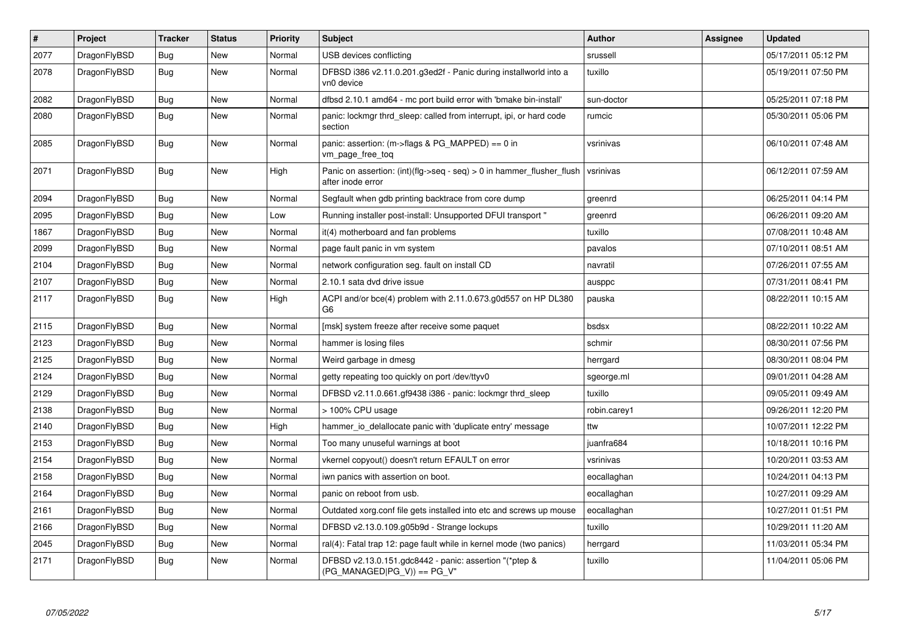| # | Project | Tracker | Status | Priority | Subject | Author | Assignee | Updated |
|---|---|---|---|---|---|---|---|---|
| 2077 | DragonFlyBSD | Bug | New | Normal | USB devices conflicting | srussell | | 05/17/2011 05:12 PM |
| 2078 | DragonFlyBSD | Bug | New | Normal | DFBSD i386 v2.11.0.201.g3ed2f - Panic during installworld into a vn0 device | tuxillo | | 05/19/2011 07:50 PM |
| 2082 | DragonFlyBSD | Bug | New | Normal | dfbsd 2.10.1 amd64 - mc port build error with 'bmake bin-install' | sun-doctor | | 05/25/2011 07:18 PM |
| 2080 | DragonFlyBSD | Bug | New | Normal | panic: lockmgr thrd_sleep: called from interrupt, ipi, or hard code section | rumcic | | 05/30/2011 05:06 PM |
| 2085 | DragonFlyBSD | Bug | New | Normal | panic: assertion: (m->flags & PG_MAPPED) == 0 in vm_page_free_toq | vsrinivas | | 06/10/2011 07:48 AM |
| 2071 | DragonFlyBSD | Bug | New | High | Panic on assertion: (int)(flg->seq - seq) > 0 in hammer_flusher_flush after inode error | vsrinivas | | 06/12/2011 07:59 AM |
| 2094 | DragonFlyBSD | Bug | New | Normal | Segfault when gdb printing backtrace from core dump | greenrd | | 06/25/2011 04:14 PM |
| 2095 | DragonFlyBSD | Bug | New | Low | Running installer post-install: Unsupported DFUI transport " | greenrd | | 06/26/2011 09:20 AM |
| 1867 | DragonFlyBSD | Bug | New | Normal | it(4) motherboard and fan problems | tuxillo | | 07/08/2011 10:48 AM |
| 2099 | DragonFlyBSD | Bug | New | Normal | page fault panic in vm system | pavalos | | 07/10/2011 08:51 AM |
| 2104 | DragonFlyBSD | Bug | New | Normal | network configuration seg. fault on install CD | navratil | | 07/26/2011 07:55 AM |
| 2107 | DragonFlyBSD | Bug | New | Normal | 2.10.1 sata dvd drive issue | ausppc | | 07/31/2011 08:41 PM |
| 2117 | DragonFlyBSD | Bug | New | High | ACPI and/or bce(4) problem with 2.11.0.673.g0d557 on HP DL380 G6 | pauska | | 08/22/2011 10:15 AM |
| 2115 | DragonFlyBSD | Bug | New | Normal | [msk] system freeze after receive some paquet | bsdsx | | 08/22/2011 10:22 AM |
| 2123 | DragonFlyBSD | Bug | New | Normal | hammer is losing files | schmir | | 08/30/2011 07:56 PM |
| 2125 | DragonFlyBSD | Bug | New | Normal | Weird garbage in dmesg | herrgard | | 08/30/2011 08:04 PM |
| 2124 | DragonFlyBSD | Bug | New | Normal | getty repeating too quickly on port /dev/ttyv0 | sgeorge.ml | | 09/01/2011 04:28 AM |
| 2129 | DragonFlyBSD | Bug | New | Normal | DFBSD v2.11.0.661.gf9438 i386 - panic: lockmgr thrd_sleep | tuxillo | | 09/05/2011 09:49 AM |
| 2138 | DragonFlyBSD | Bug | New | Normal | > 100% CPU usage | robin.carey1 | | 09/26/2011 12:20 PM |
| 2140 | DragonFlyBSD | Bug | New | High | hammer_io_delallocate panic with 'duplicate entry' message | ttw | | 10/07/2011 12:22 PM |
| 2153 | DragonFlyBSD | Bug | New | Normal | Too many unuseful warnings at boot | juanfra684 | | 10/18/2011 10:16 PM |
| 2154 | DragonFlyBSD | Bug | New | Normal | vkernel copyout() doesn't return EFAULT on error | vsrinivas | | 10/20/2011 03:53 AM |
| 2158 | DragonFlyBSD | Bug | New | Normal | iwn panics with assertion on boot. | eocallaghan | | 10/24/2011 04:13 PM |
| 2164 | DragonFlyBSD | Bug | New | Normal | panic on reboot from usb. | eocallaghan | | 10/27/2011 09:29 AM |
| 2161 | DragonFlyBSD | Bug | New | Normal | Outdated xorg.conf file gets installed into etc and screws up mouse | eocallaghan | | 10/27/2011 01:51 PM |
| 2166 | DragonFlyBSD | Bug | New | Normal | DFBSD v2.13.0.109.g05b9d - Strange lockups | tuxillo | | 10/29/2011 11:20 AM |
| 2045 | DragonFlyBSD | Bug | New | Normal | ral(4): Fatal trap 12: page fault while in kernel mode (two panics) | herrgard | | 11/03/2011 05:34 PM |
| 2171 | DragonFlyBSD | Bug | New | Normal | DFBSD v2.13.0.151.gdc8442 - panic: assertion "(*ptep & (PG_MANAGED\|PG_V)) == PG_V" | tuxillo | | 11/04/2011 05:06 PM |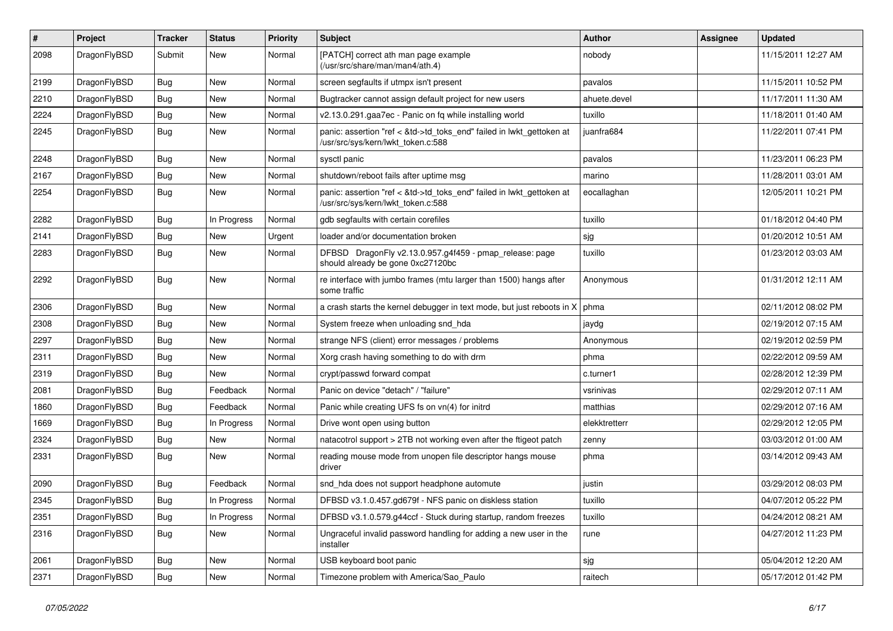| # | Project | Tracker | Status | Priority | Subject | Author | Assignee | Updated |
|---|---|---|---|---|---|---|---|---|
| 2098 | DragonFlyBSD | Submit | New | Normal | [PATCH] correct ath man page example (/usr/src/share/man/man4/ath.4) | nobody | | 11/15/2011 12:27 AM |
| 2199 | DragonFlyBSD | Bug | New | Normal | screen segfaults if utmpx isn't present | pavalos | | 11/15/2011 10:52 PM |
| 2210 | DragonFlyBSD | Bug | New | Normal | Bugtracker cannot assign default project for new users | ahuete.devel | | 11/17/2011 11:30 AM |
| 2224 | DragonFlyBSD | Bug | New | Normal | v2.13.0.291.gaa7ec - Panic on fq while installing world | tuxillo | | 11/18/2011 01:40 AM |
| 2245 | DragonFlyBSD | Bug | New | Normal | panic: assertion "ref < &td->td_toks_end" failed in lwkt_gettoken at /usr/src/sys/kern/lwkt_token.c:588 | juanfra684 | | 11/22/2011 07:41 PM |
| 2248 | DragonFlyBSD | Bug | New | Normal | sysctl panic | pavalos | | 11/23/2011 06:23 PM |
| 2167 | DragonFlyBSD | Bug | New | Normal | shutdown/reboot fails after uptime msg | marino | | 11/28/2011 03:01 AM |
| 2254 | DragonFlyBSD | Bug | New | Normal | panic: assertion "ref < &td->td_toks_end" failed in lwkt_gettoken at /usr/src/sys/kern/lwkt_token.c:588 | eocallaghan | | 12/05/2011 10:21 PM |
| 2282 | DragonFlyBSD | Bug | In Progress | Normal | gdb segfaults with certain corefiles | tuxillo | | 01/18/2012 04:40 PM |
| 2141 | DragonFlyBSD | Bug | New | Urgent | loader and/or documentation broken | sjg | | 01/20/2012 10:51 AM |
| 2283 | DragonFlyBSD | Bug | New | Normal | DFBSD DragonFly v2.13.0.957.g4f459 - pmap_release: page should already be gone 0xc27120bc | tuxillo | | 01/23/2012 03:03 AM |
| 2292 | DragonFlyBSD | Bug | New | Normal | re interface with jumbo frames (mtu larger than 1500) hangs after some traffic | Anonymous | | 01/31/2012 12:11 AM |
| 2306 | DragonFlyBSD | Bug | New | Normal | a crash starts the kernel debugger in text mode, but just reboots in X | phma | | 02/11/2012 08:02 PM |
| 2308 | DragonFlyBSD | Bug | New | Normal | System freeze when unloading snd_hda | jaydg | | 02/19/2012 07:15 AM |
| 2297 | DragonFlyBSD | Bug | New | Normal | strange NFS (client) error messages / problems | Anonymous | | 02/19/2012 02:59 PM |
| 2311 | DragonFlyBSD | Bug | New | Normal | Xorg crash having something to do with drm | phma | | 02/22/2012 09:59 AM |
| 2319 | DragonFlyBSD | Bug | New | Normal | crypt/passwd forward compat | c.turner1 | | 02/28/2012 12:39 PM |
| 2081 | DragonFlyBSD | Bug | Feedback | Normal | Panic on device "detach" / "failure" | vsrinivas | | 02/29/2012 07:11 AM |
| 1860 | DragonFlyBSD | Bug | Feedback | Normal | Panic while creating UFS fs on vn(4) for initrd | matthias | | 02/29/2012 07:16 AM |
| 1669 | DragonFlyBSD | Bug | In Progress | Normal | Drive wont open using button | elekktretterr | | 02/29/2012 12:05 PM |
| 2324 | DragonFlyBSD | Bug | New | Normal | natacotrol support > 2TB not working even after the ftigeot patch | zenny | | 03/03/2012 01:00 AM |
| 2331 | DragonFlyBSD | Bug | New | Normal | reading mouse mode from unopen file descriptor hangs mouse driver | phma | | 03/14/2012 09:43 AM |
| 2090 | DragonFlyBSD | Bug | Feedback | Normal | snd_hda does not support headphone automute | justin | | 03/29/2012 08:03 PM |
| 2345 | DragonFlyBSD | Bug | In Progress | Normal | DFBSD v3.1.0.457.gd679f - NFS panic on diskless station | tuxillo | | 04/07/2012 05:22 PM |
| 2351 | DragonFlyBSD | Bug | In Progress | Normal | DFBSD v3.1.0.579.g44ccf - Stuck during startup, random freezes | tuxillo | | 04/24/2012 08:21 AM |
| 2316 | DragonFlyBSD | Bug | New | Normal | Ungraceful invalid password handling for adding a new user in the installer | rune | | 04/27/2012 11:23 PM |
| 2061 | DragonFlyBSD | Bug | New | Normal | USB keyboard boot panic | sjg | | 05/04/2012 12:20 AM |
| 2371 | DragonFlyBSD | Bug | New | Normal | Timezone problem with America/Sao_Paulo | raitech | | 05/17/2012 01:42 PM |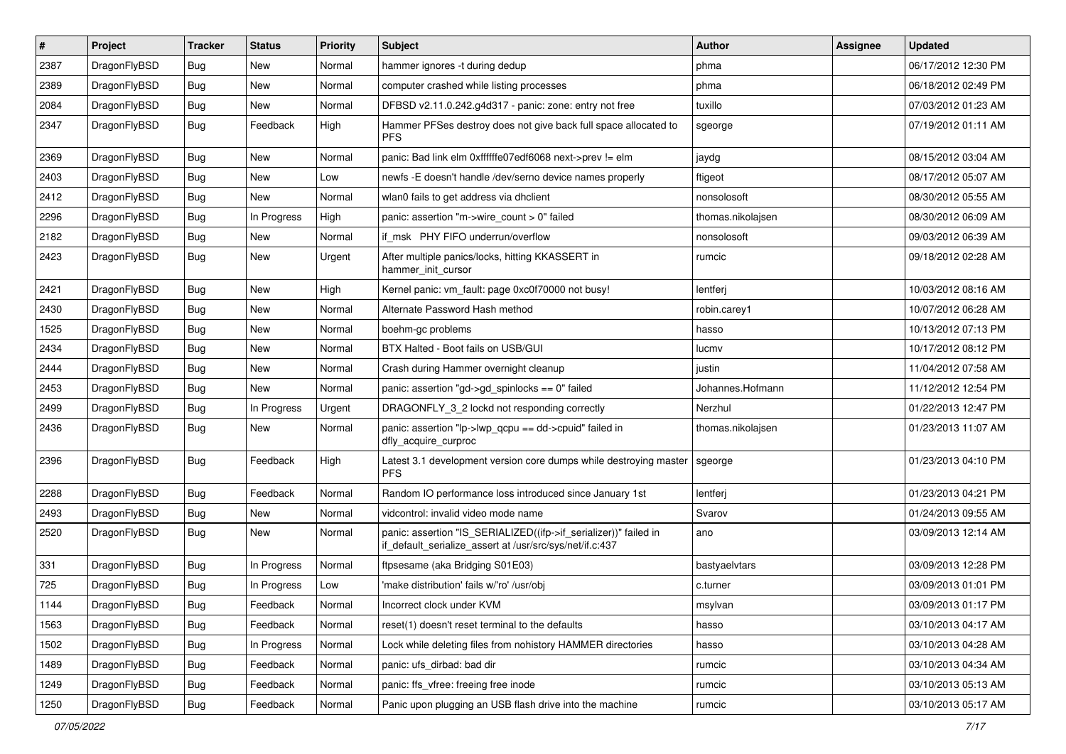| # | Project | Tracker | Status | Priority | Subject | Author | Assignee | Updated |
|---|---|---|---|---|---|---|---|---|
| 2387 | DragonFlyBSD | Bug | New | Normal | hammer ignores -t during dedup | phma | | 06/17/2012 12:30 PM |
| 2389 | DragonFlyBSD | Bug | New | Normal | computer crashed while listing processes | phma | | 06/18/2012 02:49 PM |
| 2084 | DragonFlyBSD | Bug | New | Normal | DFBSD v2.11.0.242.g4d317 - panic: zone: entry not free | tuxillo | | 07/03/2012 01:23 AM |
| 2347 | DragonFlyBSD | Bug | Feedback | High | Hammer PFSes destroy does not give back full space allocated to PFS | sgeorge | | 07/19/2012 01:11 AM |
| 2369 | DragonFlyBSD | Bug | New | Normal | panic: Bad link elm 0xffffffe07edf6068 next->prev != elm | jaydg | | 08/15/2012 03:04 AM |
| 2403 | DragonFlyBSD | Bug | New | Low | newfs -E doesn't handle /dev/serno device names properly | ftigeot | | 08/17/2012 05:07 AM |
| 2412 | DragonFlyBSD | Bug | New | Normal | wlan0 fails to get address via dhclient | nonsolosoft | | 08/30/2012 05:55 AM |
| 2296 | DragonFlyBSD | Bug | In Progress | High | panic: assertion "m->wire_count > 0" failed | thomas.nikolajsen | | 08/30/2012 06:09 AM |
| 2182 | DragonFlyBSD | Bug | New | Normal | if_msk PHY FIFO underrun/overflow | nonsolosoft | | 09/03/2012 06:39 AM |
| 2423 | DragonFlyBSD | Bug | New | Urgent | After multiple panics/locks, hitting KKASSERT in hammer_init_cursor | rumcic | | 09/18/2012 02:28 AM |
| 2421 | DragonFlyBSD | Bug | New | High | Kernel panic: vm_fault: page 0xc0f70000 not busy! | lentferj | | 10/03/2012 08:16 AM |
| 2430 | DragonFlyBSD | Bug | New | Normal | Alternate Password Hash method | robin.carey1 | | 10/07/2012 06:28 AM |
| 1525 | DragonFlyBSD | Bug | New | Normal | boehm-gc problems | hasso | | 10/13/2012 07:13 PM |
| 2434 | DragonFlyBSD | Bug | New | Normal | BTX Halted - Boot fails on USB/GUI | lucmv | | 10/17/2012 08:12 PM |
| 2444 | DragonFlyBSD | Bug | New | Normal | Crash during Hammer overnight cleanup | justin | | 11/04/2012 07:58 AM |
| 2453 | DragonFlyBSD | Bug | New | Normal | panic: assertion "gd->gd_spinlocks == 0" failed | Johannes.Hofmann | | 11/12/2012 12:54 PM |
| 2499 | DragonFlyBSD | Bug | In Progress | Urgent | DRAGONFLY_3_2 lockd not responding correctly | Nerzhul | | 01/22/2013 12:47 PM |
| 2436 | DragonFlyBSD | Bug | New | Normal | panic: assertion "lp->lwp_qcpu == dd->cpuid" failed in dfly_acquire_curproc | thomas.nikolajsen | | 01/23/2013 11:07 AM |
| 2396 | DragonFlyBSD | Bug | Feedback | High | Latest 3.1 development version core dumps while destroying master PFS | sgeorge | | 01/23/2013 04:10 PM |
| 2288 | DragonFlyBSD | Bug | Feedback | Normal | Random IO performance loss introduced since January 1st | lentferj | | 01/23/2013 04:21 PM |
| 2493 | DragonFlyBSD | Bug | New | Normal | vidcontrol: invalid video mode name | Svarov | | 01/24/2013 09:55 AM |
| 2520 | DragonFlyBSD | Bug | New | Normal | panic: assertion "IS_SERIALIZED((ifp->if_serializer))" failed in if_default_serialize_assert at /usr/src/sys/net/if.c:437 | ano | | 03/09/2013 12:14 AM |
| 331 | DragonFlyBSD | Bug | In Progress | Normal | ftpsesame (aka Bridging S01E03) | bastyaelvtars | | 03/09/2013 12:28 PM |
| 725 | DragonFlyBSD | Bug | In Progress | Low | 'make distribution' fails w/'ro' /usr/obj | c.turner | | 03/09/2013 01:01 PM |
| 1144 | DragonFlyBSD | Bug | Feedback | Normal | Incorrect clock under KVM | msylvan | | 03/09/2013 01:17 PM |
| 1563 | DragonFlyBSD | Bug | Feedback | Normal | reset(1) doesn't reset terminal to the defaults | hasso | | 03/10/2013 04:17 AM |
| 1502 | DragonFlyBSD | Bug | In Progress | Normal | Lock while deleting files from nohistory HAMMER directories | hasso | | 03/10/2013 04:28 AM |
| 1489 | DragonFlyBSD | Bug | Feedback | Normal | panic: ufs_dirbad: bad dir | rumcic | | 03/10/2013 04:34 AM |
| 1249 | DragonFlyBSD | Bug | Feedback | Normal | panic: ffs_vfree: freeing free inode | rumcic | | 03/10/2013 05:13 AM |
| 1250 | DragonFlyBSD | Bug | Feedback | Normal | Panic upon plugging an USB flash drive into the machine | rumcic | | 03/10/2013 05:17 AM |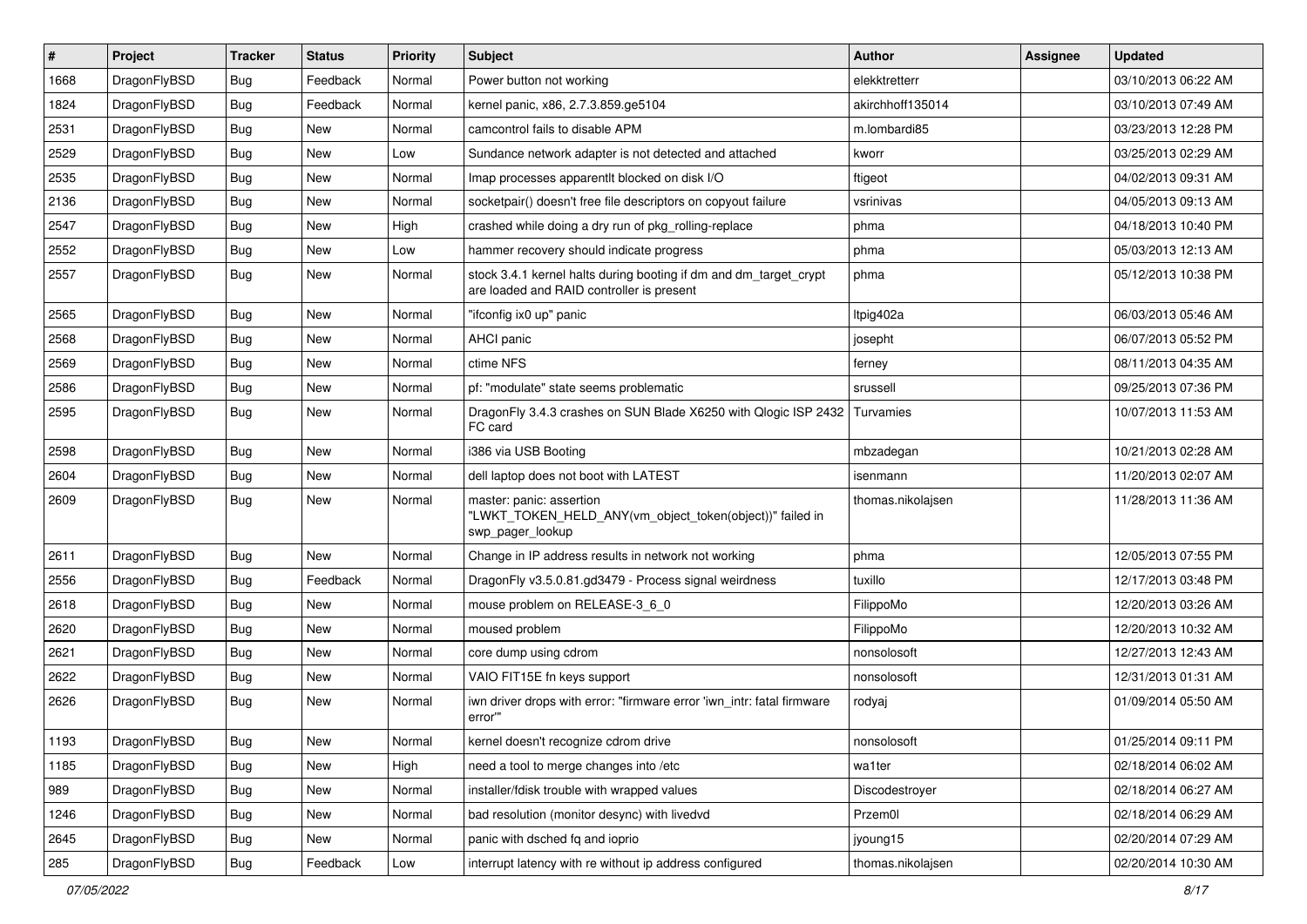| # | Project | Tracker | Status | Priority | Subject | Author | Assignee | Updated |
|---|---|---|---|---|---|---|---|---|
| 1668 | DragonFlyBSD | Bug | Feedback | Normal | Power button not working | elekktretterr | | 03/10/2013 06:22 AM |
| 1824 | DragonFlyBSD | Bug | Feedback | Normal | kernel panic, x86, 2.7.3.859.ge5104 | akirchhoff135014 | | 03/10/2013 07:49 AM |
| 2531 | DragonFlyBSD | Bug | New | Normal | camcontrol fails to disable APM | m.lombardi85 | | 03/23/2013 12:28 PM |
| 2529 | DragonFlyBSD | Bug | New | Low | Sundance network adapter is not detected and attached | kworr | | 03/25/2013 02:29 AM |
| 2535 | DragonFlyBSD | Bug | New | Normal | Imap processes apparentlt blocked on disk I/O | ftigeot | | 04/02/2013 09:31 AM |
| 2136 | DragonFlyBSD | Bug | New | Normal | socketpair() doesn't free file descriptors on copyout failure | vsrinivas | | 04/05/2013 09:13 AM |
| 2547 | DragonFlyBSD | Bug | New | High | crashed while doing a dry run of pkg_rolling-replace | phma | | 04/18/2013 10:40 PM |
| 2552 | DragonFlyBSD | Bug | New | Low | hammer recovery should indicate progress | phma | | 05/03/2013 12:13 AM |
| 2557 | DragonFlyBSD | Bug | New | Normal | stock 3.4.1 kernel halts during booting if dm and dm_target_crypt are loaded and RAID controller is present | phma | | 05/12/2013 10:38 PM |
| 2565 | DragonFlyBSD | Bug | New | Normal | "ifconfig ix0 up" panic | ltpig402a | | 06/03/2013 05:46 AM |
| 2568 | DragonFlyBSD | Bug | New | Normal | AHCI panic | josepht | | 06/07/2013 05:52 PM |
| 2569 | DragonFlyBSD | Bug | New | Normal | ctime NFS | ferney | | 08/11/2013 04:35 AM |
| 2586 | DragonFlyBSD | Bug | New | Normal | pf: "modulate" state seems problematic | srussell | | 09/25/2013 07:36 PM |
| 2595 | DragonFlyBSD | Bug | New | Normal | DragonFly 3.4.3 crashes on SUN Blade X6250 with Qlogic ISP 2432 FC card | Turvamies | | 10/07/2013 11:53 AM |
| 2598 | DragonFlyBSD | Bug | New | Normal | i386 via USB Booting | mbzadegan | | 10/21/2013 02:28 AM |
| 2604 | DragonFlyBSD | Bug | New | Normal | dell laptop does not boot with LATEST | isenmann | | 11/20/2013 02:07 AM |
| 2609 | DragonFlyBSD | Bug | New | Normal | master: panic: assertion "LWKT_TOKEN_HELD_ANY(vm_object_token(object))" failed in swp_pager_lookup | thomas.nikolajsen | | 11/28/2013 11:36 AM |
| 2611 | DragonFlyBSD | Bug | New | Normal | Change in IP address results in network not working | phma | | 12/05/2013 07:55 PM |
| 2556 | DragonFlyBSD | Bug | Feedback | Normal | DragonFly v3.5.0.81.gd3479 - Process signal weirdness | tuxillo | | 12/17/2013 03:48 PM |
| 2618 | DragonFlyBSD | Bug | New | Normal | mouse problem on RELEASE-3_6_0 | FilippoMo | | 12/20/2013 03:26 AM |
| 2620 | DragonFlyBSD | Bug | New | Normal | moused problem | FilippoMo | | 12/20/2013 10:32 AM |
| 2621 | DragonFlyBSD | Bug | New | Normal | core dump using cdrom | nonsolosoft | | 12/27/2013 12:43 AM |
| 2622 | DragonFlyBSD | Bug | New | Normal | VAIO FIT15E fn keys support | nonsolosoft | | 12/31/2013 01:31 AM |
| 2626 | DragonFlyBSD | Bug | New | Normal | iwn driver drops with error: "firmware error 'iwn_intr: fatal firmware error'" | rodyaj | | 01/09/2014 05:50 AM |
| 1193 | DragonFlyBSD | Bug | New | Normal | kernel doesn't recognize cdrom drive | nonsolosoft | | 01/25/2014 09:11 PM |
| 1185 | DragonFlyBSD | Bug | New | High | need a tool to merge changes into /etc | wa1ter | | 02/18/2014 06:02 AM |
| 989 | DragonFlyBSD | Bug | New | Normal | installer/fdisk trouble with wrapped values | Discodestroyer | | 02/18/2014 06:27 AM |
| 1246 | DragonFlyBSD | Bug | New | Normal | bad resolution (monitor desync) with livedvd | Przem0l | | 02/18/2014 06:29 AM |
| 2645 | DragonFlyBSD | Bug | New | Normal | panic with dsched fq and ioprio | jyoung15 | | 02/20/2014 07:29 AM |
| 285 | DragonFlyBSD | Bug | Feedback | Low | interrupt latency with re without ip address configured | thomas.nikolajsen | | 02/20/2014 10:30 AM |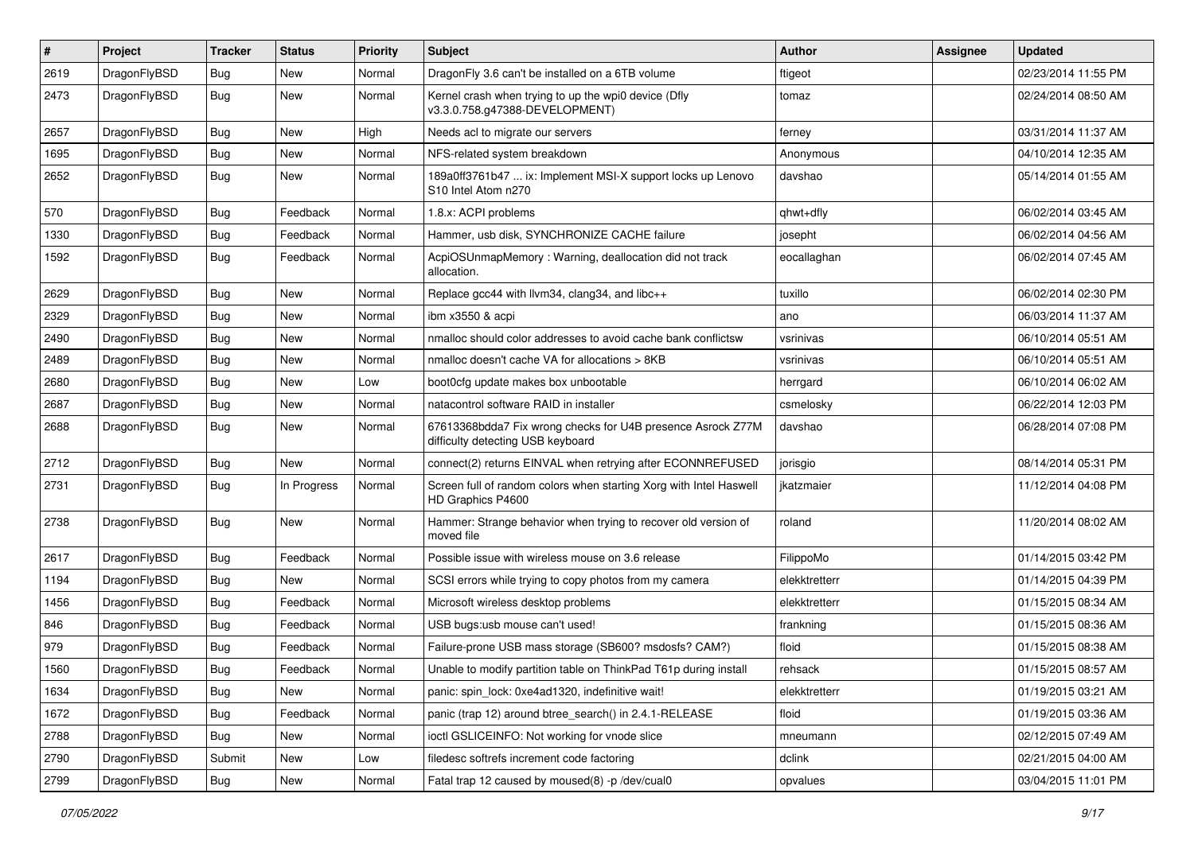| # | Project | Tracker | Status | Priority | Subject | Author | Assignee | Updated |
|---|---|---|---|---|---|---|---|---|
| 2619 | DragonFlyBSD | Bug | New | Normal | DragonFly 3.6 can't be installed on a 6TB volume | ftigeot | | 02/23/2014 11:55 PM |
| 2473 | DragonFlyBSD | Bug | New | Normal | Kernel crash when trying to up the wpi0 device (Dfly v3.3.0.758.g47388-DEVELOPMENT) | tomaz | | 02/24/2014 08:50 AM |
| 2657 | DragonFlyBSD | Bug | New | High | Needs acl to migrate our servers | ferney | | 03/31/2014 11:37 AM |
| 1695 | DragonFlyBSD | Bug | New | Normal | NFS-related system breakdown | Anonymous | | 04/10/2014 12:35 AM |
| 2652 | DragonFlyBSD | Bug | New | Normal | 189a0ff3761b47 ... ix: Implement MSI-X support locks up Lenovo S10 Intel Atom n270 | davshao | | 05/14/2014 01:55 AM |
| 570 | DragonFlyBSD | Bug | Feedback | Normal | 1.8.x: ACPI problems | qhwt+dfly | | 06/02/2014 03:45 AM |
| 1330 | DragonFlyBSD | Bug | Feedback | Normal | Hammer, usb disk, SYNCHRONIZE CACHE failure | josepht | | 06/02/2014 04:56 AM |
| 1592 | DragonFlyBSD | Bug | Feedback | Normal | AcpiOSUnmapMemory : Warning, deallocation did not track allocation. | eocallaghan | | 06/02/2014 07:45 AM |
| 2629 | DragonFlyBSD | Bug | New | Normal | Replace gcc44 with llvm34, clang34, and libc++ | tuxillo | | 06/02/2014 02:30 PM |
| 2329 | DragonFlyBSD | Bug | New | Normal | ibm x3550 & acpi | ano | | 06/03/2014 11:37 AM |
| 2490 | DragonFlyBSD | Bug | New | Normal | nmalloc should color addresses to avoid cache bank conflictsw | vsrinivas | | 06/10/2014 05:51 AM |
| 2489 | DragonFlyBSD | Bug | New | Normal | nmalloc doesn't cache VA for allocations > 8KB | vsrinivas | | 06/10/2014 05:51 AM |
| 2680 | DragonFlyBSD | Bug | New | Low | boot0cfg update makes box unbootable | herrgard | | 06/10/2014 06:02 AM |
| 2687 | DragonFlyBSD | Bug | New | Normal | natacontrol software RAID in installer | csmelosky | | 06/22/2014 12:03 PM |
| 2688 | DragonFlyBSD | Bug | New | Normal | 67613368bdda7 Fix wrong checks for U4B presence Asrock Z77M difficulty detecting USB keyboard | davshao | | 06/28/2014 07:08 PM |
| 2712 | DragonFlyBSD | Bug | New | Normal | connect(2) returns EINVAL when retrying after ECONNREFUSED | jorisgio | | 08/14/2014 05:31 PM |
| 2731 | DragonFlyBSD | Bug | In Progress | Normal | Screen full of random colors when starting Xorg with Intel Haswell HD Graphics P4600 | jkatzmaier | | 11/12/2014 04:08 PM |
| 2738 | DragonFlyBSD | Bug | New | Normal | Hammer: Strange behavior when trying to recover old version of moved file | roland | | 11/20/2014 08:02 AM |
| 2617 | DragonFlyBSD | Bug | Feedback | Normal | Possible issue with wireless mouse on 3.6 release | FilippoMo | | 01/14/2015 03:42 PM |
| 1194 | DragonFlyBSD | Bug | New | Normal | SCSI errors while trying to copy photos from my camera | elekktretterr | | 01/14/2015 04:39 PM |
| 1456 | DragonFlyBSD | Bug | Feedback | Normal | Microsoft wireless desktop problems | elekktretterr | | 01/15/2015 08:34 AM |
| 846 | DragonFlyBSD | Bug | Feedback | Normal | USB bugs:usb mouse can't used! | frankning | | 01/15/2015 08:36 AM |
| 979 | DragonFlyBSD | Bug | Feedback | Normal | Failure-prone USB mass storage (SB600? msdosfs? CAM?) | floid | | 01/15/2015 08:38 AM |
| 1560 | DragonFlyBSD | Bug | Feedback | Normal | Unable to modify partition table on ThinkPad T61p during install | rehsack | | 01/15/2015 08:57 AM |
| 1634 | DragonFlyBSD | Bug | New | Normal | panic: spin_lock: 0xe4ad1320, indefinitive wait! | elekktretterr | | 01/19/2015 03:21 AM |
| 1672 | DragonFlyBSD | Bug | Feedback | Normal | panic (trap 12) around btree_search() in 2.4.1-RELEASE | floid | | 01/19/2015 03:36 AM |
| 2788 | DragonFlyBSD | Bug | New | Normal | ioctl GSLICEINFO: Not working for vnode slice | mneumann | | 02/12/2015 07:49 AM |
| 2790 | DragonFlyBSD | Submit | New | Low | filedesc softrefs increment code factoring | dclink | | 02/21/2015 04:00 AM |
| 2799 | DragonFlyBSD | Bug | New | Normal | Fatal trap 12 caused by moused(8) -p /dev/cual0 | opvalues | | 03/04/2015 11:01 PM |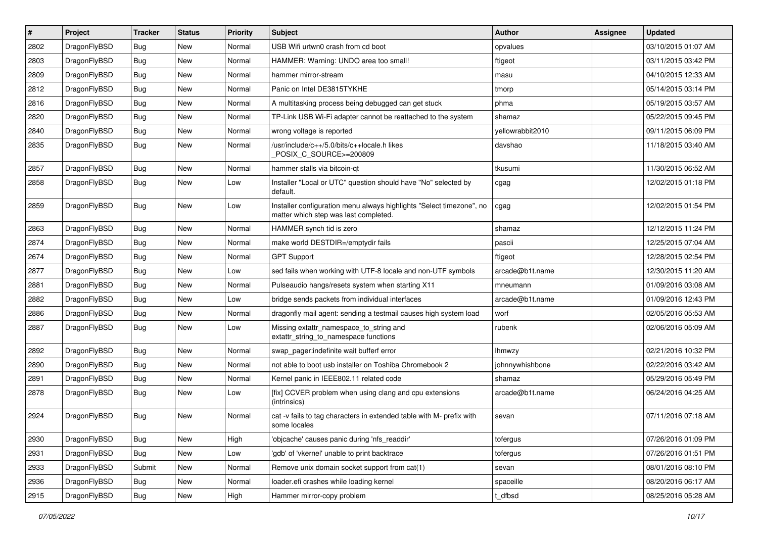| # | Project | Tracker | Status | Priority | Subject | Author | Assignee | Updated |
|---|---|---|---|---|---|---|---|---|
| 2802 | DragonFlyBSD | Bug | New | Normal | USB Wifi urtwn0 crash from cd boot | opvalues | | 03/10/2015 01:07 AM |
| 2803 | DragonFlyBSD | Bug | New | Normal | HAMMER: Warning: UNDO area too small! | ftigeot | | 03/11/2015 03:42 PM |
| 2809 | DragonFlyBSD | Bug | New | Normal | hammer mirror-stream | masu | | 04/10/2015 12:33 AM |
| 2812 | DragonFlyBSD | Bug | New | Normal | Panic on Intel DE3815TYKHE | tmorp | | 05/14/2015 03:14 PM |
| 2816 | DragonFlyBSD | Bug | New | Normal | A multitasking process being debugged can get stuck | phma | | 05/19/2015 03:57 AM |
| 2820 | DragonFlyBSD | Bug | New | Normal | TP-Link USB Wi-Fi adapter cannot be reattached to the system | shamaz | | 05/22/2015 09:45 PM |
| 2840 | DragonFlyBSD | Bug | New | Normal | wrong voltage is reported | yellowrabbit2010 | | 09/11/2015 06:09 PM |
| 2835 | DragonFlyBSD | Bug | New | Normal | /usr/include/c++/5.0/bits/c++locale.h likes _POSIX_C_SOURCE>=200809 | davshao | | 11/18/2015 03:40 AM |
| 2857 | DragonFlyBSD | Bug | New | Normal | hammer stalls via bitcoin-qt | tkusumi | | 11/30/2015 06:52 AM |
| 2858 | DragonFlyBSD | Bug | New | Low | Installer "Local or UTC" question should have "No" selected by default. | cgag | | 12/02/2015 01:18 PM |
| 2859 | DragonFlyBSD | Bug | New | Low | Installer configuration menu always highlights "Select timezone", no matter which step was last completed. | cgag | | 12/02/2015 01:54 PM |
| 2863 | DragonFlyBSD | Bug | New | Normal | HAMMER synch tid is zero | shamaz | | 12/12/2015 11:24 PM |
| 2874 | DragonFlyBSD | Bug | New | Normal | make world DESTDIR=/emptydir fails | pascii | | 12/25/2015 07:04 AM |
| 2674 | DragonFlyBSD | Bug | New | Normal | GPT Support | ftigeot | | 12/28/2015 02:54 PM |
| 2877 | DragonFlyBSD | Bug | New | Low | sed fails when working with UTF-8 locale and non-UTF symbols | arcade@b1t.name | | 12/30/2015 11:20 AM |
| 2881 | DragonFlyBSD | Bug | New | Normal | Pulseaudio hangs/resets system when starting X11 | mneumann | | 01/09/2016 03:08 AM |
| 2882 | DragonFlyBSD | Bug | New | Low | bridge sends packets from individual interfaces | arcade@b1t.name | | 01/09/2016 12:43 PM |
| 2886 | DragonFlyBSD | Bug | New | Normal | dragonfly mail agent: sending a testmail causes high system load | worf | | 02/05/2016 05:53 AM |
| 2887 | DragonFlyBSD | Bug | New | Low | Missing extattr_namespace_to_string and extattr_string_to_namespace functions | rubenk | | 02/06/2016 05:09 AM |
| 2892 | DragonFlyBSD | Bug | New | Normal | swap_pager:indefinite wait bufferf error | lhmwzy | | 02/21/2016 10:32 PM |
| 2890 | DragonFlyBSD | Bug | New | Normal | not able to boot usb installer on Toshiba Chromebook 2 | johnnywhishbone | | 02/22/2016 03:42 AM |
| 2891 | DragonFlyBSD | Bug | New | Normal | Kernel panic in IEEE802.11 related code | shamaz | | 05/29/2016 05:49 PM |
| 2878 | DragonFlyBSD | Bug | New | Low | [fix] CCVER problem when using clang and cpu extensions (intrinsics) | arcade@b1t.name | | 06/24/2016 04:25 AM |
| 2924 | DragonFlyBSD | Bug | New | Normal | cat -v fails to tag characters in extended table with M- prefix with some locales | sevan | | 07/11/2016 07:18 AM |
| 2930 | DragonFlyBSD | Bug | New | High | 'objcache' causes panic during 'nfs_readdir' | tofergus | | 07/26/2016 01:09 PM |
| 2931 | DragonFlyBSD | Bug | New | Low | 'gdb' of 'vkernel' unable to print backtrace | tofergus | | 07/26/2016 01:51 PM |
| 2933 | DragonFlyBSD | Submit | New | Normal | Remove unix domain socket support from cat(1) | sevan | | 08/01/2016 08:10 PM |
| 2936 | DragonFlyBSD | Bug | New | Normal | loader.efi crashes while loading kernel | spaceille | | 08/20/2016 06:17 AM |
| 2915 | DragonFlyBSD | Bug | New | High | Hammer mirror-copy problem | t_dfbsd | | 08/25/2016 05:28 AM |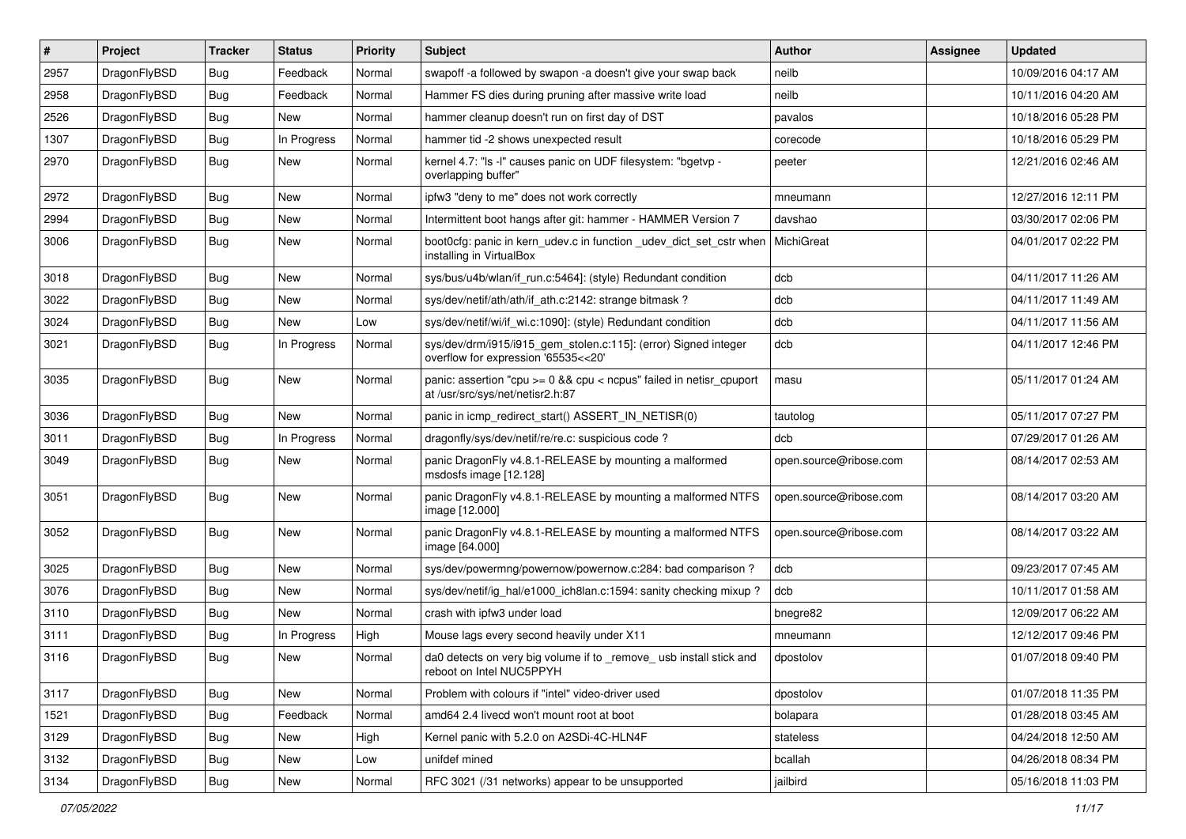| # | Project | Tracker | Status | Priority | Subject | Author | Assignee | Updated |
|---|---|---|---|---|---|---|---|---|
| 2957 | DragonFlyBSD | Bug | Feedback | Normal | swapoff -a followed by swapon -a doesn't give your swap back | neilb | | 10/09/2016 04:17 AM |
| 2958 | DragonFlyBSD | Bug | Feedback | Normal | Hammer FS dies during pruning after massive write load | neilb | | 10/11/2016 04:20 AM |
| 2526 | DragonFlyBSD | Bug | New | Normal | hammer cleanup doesn't run on first day of DST | pavalos | | 10/18/2016 05:28 PM |
| 1307 | DragonFlyBSD | Bug | In Progress | Normal | hammer tid -2 shows unexpected result | corecode | | 10/18/2016 05:29 PM |
| 2970 | DragonFlyBSD | Bug | New | Normal | kernel 4.7: "ls -l" causes panic on UDF filesystem: "bgetvp - overlapping buffer" | peeter | | 12/21/2016 02:46 AM |
| 2972 | DragonFlyBSD | Bug | New | Normal | ipfw3 "deny to me" does not work correctly | mneumann | | 12/27/2016 12:11 PM |
| 2994 | DragonFlyBSD | Bug | New | Normal | Intermittent boot hangs after git: hammer - HAMMER Version 7 | davshao | | 03/30/2017 02:06 PM |
| 3006 | DragonFlyBSD | Bug | New | Normal | boot0cfg: panic in kern_udev.c in function _udev_dict_set_cstr when installing in VirtualBox | MichiGreat | | 04/01/2017 02:22 PM |
| 3018 | DragonFlyBSD | Bug | New | Normal | sys/bus/u4b/wlan/if_run.c:5464]: (style) Redundant condition | dcb | | 04/11/2017 11:26 AM |
| 3022 | DragonFlyBSD | Bug | New | Normal | sys/dev/netif/ath/ath/if_ath.c:2142: strange bitmask ? | dcb | | 04/11/2017 11:49 AM |
| 3024 | DragonFlyBSD | Bug | New | Low | sys/dev/netif/wi/if_wi.c:1090]: (style) Redundant condition | dcb | | 04/11/2017 11:56 AM |
| 3021 | DragonFlyBSD | Bug | In Progress | Normal | sys/dev/drm/i915/i915_gem_stolen.c:115]: (error) Signed integer overflow for expression '65535<<20' | dcb | | 04/11/2017 12:46 PM |
| 3035 | DragonFlyBSD | Bug | New | Normal | panic: assertion "cpu >= 0 && cpu < ncpus" failed in netisr_cpuport at /usr/src/sys/net/netisr2.h:87 | masu | | 05/11/2017 01:24 AM |
| 3036 | DragonFlyBSD | Bug | New | Normal | panic in icmp_redirect_start() ASSERT_IN_NETISR(0) | tautolog | | 05/11/2017 07:27 PM |
| 3011 | DragonFlyBSD | Bug | In Progress | Normal | dragonfly/sys/dev/netif/re/re.c: suspicious code ? | dcb | | 07/29/2017 01:26 AM |
| 3049 | DragonFlyBSD | Bug | New | Normal | panic DragonFly v4.8.1-RELEASE by mounting a malformed msdosfs image [12.128] | open.source@ribose.com | | 08/14/2017 02:53 AM |
| 3051 | DragonFlyBSD | Bug | New | Normal | panic DragonFly v4.8.1-RELEASE by mounting a malformed NTFS image [12.000] | open.source@ribose.com | | 08/14/2017 03:20 AM |
| 3052 | DragonFlyBSD | Bug | New | Normal | panic DragonFly v4.8.1-RELEASE by mounting a malformed NTFS image [64.000] | open.source@ribose.com | | 08/14/2017 03:22 AM |
| 3025 | DragonFlyBSD | Bug | New | Normal | sys/dev/powermng/powernow/powernow.c:284: bad comparison ? | dcb | | 09/23/2017 07:45 AM |
| 3076 | DragonFlyBSD | Bug | New | Normal | sys/dev/netif/ig_hal/e1000_ich8lan.c:1594: sanity checking mixup ? | dcb | | 10/11/2017 01:58 AM |
| 3110 | DragonFlyBSD | Bug | New | Normal | crash with ipfw3 under load | bnegre82 | | 12/09/2017 06:22 AM |
| 3111 | DragonFlyBSD | Bug | In Progress | High | Mouse lags every second heavily under X11 | mneumann | | 12/12/2017 09:46 PM |
| 3116 | DragonFlyBSD | Bug | New | Normal | da0 detects on very big volume if to _remove_ usb install stick and reboot on Intel NUC5PPYH | dpostolov | | 01/07/2018 09:40 PM |
| 3117 | DragonFlyBSD | Bug | New | Normal | Problem with colours if "intel" video-driver used | dpostolov | | 01/07/2018 11:35 PM |
| 1521 | DragonFlyBSD | Bug | Feedback | Normal | amd64 2.4 livecd won't mount root at boot | bolapara | | 01/28/2018 03:45 AM |
| 3129 | DragonFlyBSD | Bug | New | High | Kernel panic with 5.2.0 on A2SDi-4C-HLN4F | stateless | | 04/24/2018 12:50 AM |
| 3132 | DragonFlyBSD | Bug | New | Low | unifdef mined | bcallah | | 04/26/2018 08:34 PM |
| 3134 | DragonFlyBSD | Bug | New | Normal | RFC 3021 (/31 networks) appear to be unsupported | jailbird | | 05/16/2018 11:03 PM |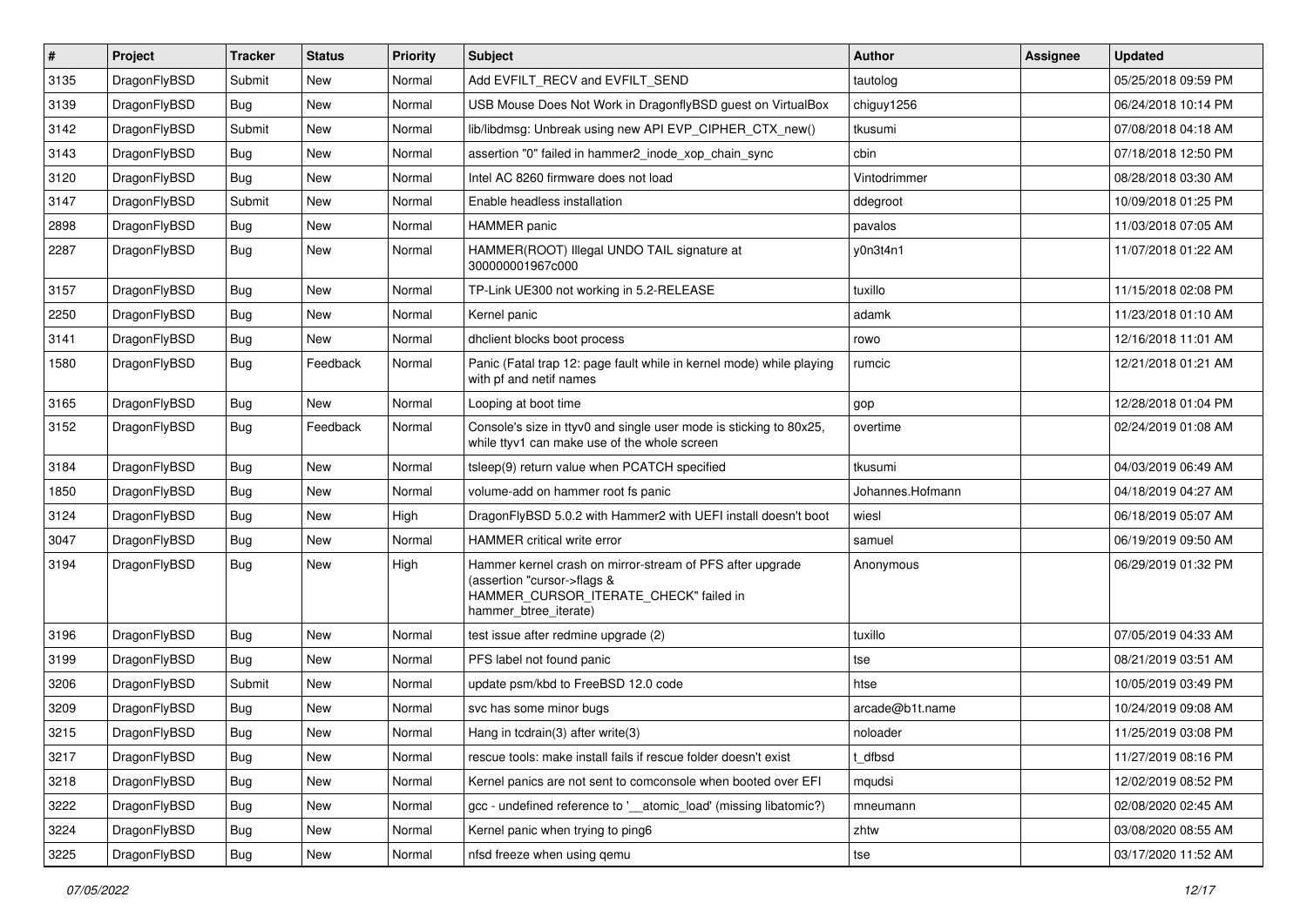| # | Project | Tracker | Status | Priority | Subject | Author | Assignee | Updated |
|---|---|---|---|---|---|---|---|---|
| 3135 | DragonFlyBSD | Submit | New | Normal | Add EVFILT_RECV and EVFILT_SEND | tautolog | | 05/25/2018 09:59 PM |
| 3139 | DragonFlyBSD | Bug | New | Normal | USB Mouse Does Not Work in DragonflyBSD guest on VirtualBox | chiguy1256 | | 06/24/2018 10:14 PM |
| 3142 | DragonFlyBSD | Submit | New | Normal | lib/libdmsg: Unbreak using new API EVP_CIPHER_CTX_new() | tkusumi | | 07/08/2018 04:18 AM |
| 3143 | DragonFlyBSD | Bug | New | Normal | assertion "0" failed in hammer2_inode_xop_chain_sync | cbin | | 07/18/2018 12:50 PM |
| 3120 | DragonFlyBSD | Bug | New | Normal | Intel AC 8260 firmware does not load | Vintodrimmer | | 08/28/2018 03:30 AM |
| 3147 | DragonFlyBSD | Submit | New | Normal | Enable headless installation | ddegroot | | 10/09/2018 01:25 PM |
| 2898 | DragonFlyBSD | Bug | New | Normal | HAMMER panic | pavalos | | 11/03/2018 07:05 AM |
| 2287 | DragonFlyBSD | Bug | New | Normal | HAMMER(ROOT) Illegal UNDO TAIL signature at 300000001967c000 | y0n3t4n1 | | 11/07/2018 01:22 AM |
| 3157 | DragonFlyBSD | Bug | New | Normal | TP-Link UE300 not working in 5.2-RELEASE | tuxillo | | 11/15/2018 02:08 PM |
| 2250 | DragonFlyBSD | Bug | New | Normal | Kernel panic | adamk | | 11/23/2018 01:10 AM |
| 3141 | DragonFlyBSD | Bug | New | Normal | dhclient blocks boot process | rowo | | 12/16/2018 11:01 AM |
| 1580 | DragonFlyBSD | Bug | Feedback | Normal | Panic (Fatal trap 12: page fault while in kernel mode) while playing with pf and netif names | rumcic | | 12/21/2018 01:21 AM |
| 3165 | DragonFlyBSD | Bug | New | Normal | Looping at boot time | gop | | 12/28/2018 01:04 PM |
| 3152 | DragonFlyBSD | Bug | Feedback | Normal | Console's size in ttyv0 and single user mode is sticking to 80x25, while ttyv1 can make use of the whole screen | overtime | | 02/24/2019 01:08 AM |
| 3184 | DragonFlyBSD | Bug | New | Normal | tsleep(9) return value when PCATCH specified | tkusumi | | 04/03/2019 06:49 AM |
| 1850 | DragonFlyBSD | Bug | New | Normal | volume-add on hammer root fs panic | Johannes.Hofmann | | 04/18/2019 04:27 AM |
| 3124 | DragonFlyBSD | Bug | New | High | DragonFlyBSD 5.0.2 with Hammer2 with UEFI install doesn't boot | wiesl | | 06/18/2019 05:07 AM |
| 3047 | DragonFlyBSD | Bug | New | Normal | HAMMER critical write error | samuel | | 06/19/2019 09:50 AM |
| 3194 | DragonFlyBSD | Bug | New | High | Hammer kernel crash on mirror-stream of PFS after upgrade (assertion "cursor->flags & HAMMER_CURSOR_ITERATE_CHECK" failed in hammer_btree_iterate) | Anonymous | | 06/29/2019 01:32 PM |
| 3196 | DragonFlyBSD | Bug | New | Normal | test issue after redmine upgrade (2) | tuxillo | | 07/05/2019 04:33 AM |
| 3199 | DragonFlyBSD | Bug | New | Normal | PFS label not found panic | tse | | 08/21/2019 03:51 AM |
| 3206 | DragonFlyBSD | Submit | New | Normal | update psm/kbd to FreeBSD 12.0 code | htse | | 10/05/2019 03:49 PM |
| 3209 | DragonFlyBSD | Bug | New | Normal | svc has some minor bugs | arcade@b1t.name | | 10/24/2019 09:08 AM |
| 3215 | DragonFlyBSD | Bug | New | Normal | Hang in tcdrain(3) after write(3) | noloader | | 11/25/2019 03:08 PM |
| 3217 | DragonFlyBSD | Bug | New | Normal | rescue tools: make install fails if rescue folder doesn't exist | t_dfbsd | | 11/27/2019 08:16 PM |
| 3218 | DragonFlyBSD | Bug | New | Normal | Kernel panics are not sent to comconsole when booted over EFI | mqudsi | | 12/02/2019 08:52 PM |
| 3222 | DragonFlyBSD | Bug | New | Normal | gcc - undefined reference to '__atomic_load' (missing libatomic?) | mneumann | | 02/08/2020 02:45 AM |
| 3224 | DragonFlyBSD | Bug | New | Normal | Kernel panic when trying to ping6 | zhtw | | 03/08/2020 08:55 AM |
| 3225 | DragonFlyBSD | Bug | New | Normal | nfsd freeze when using qemu | tse | | 03/17/2020 11:52 AM |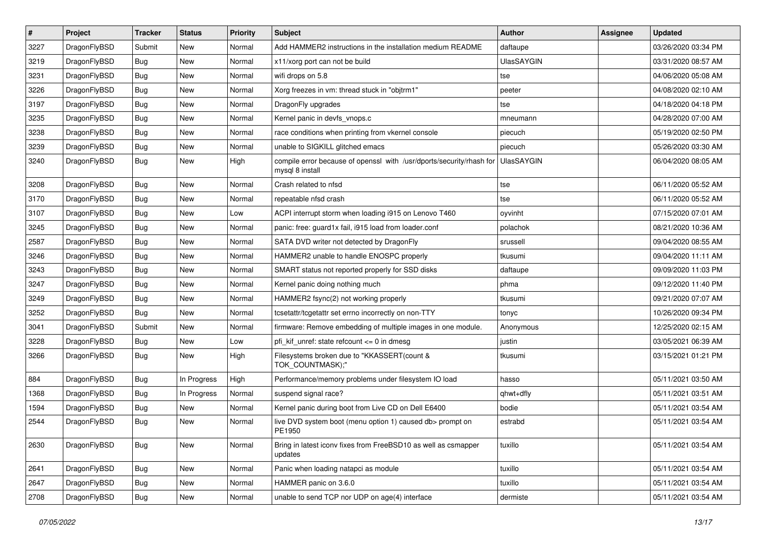| # | Project | Tracker | Status | Priority | Subject | Author | Assignee | Updated |
|---|---|---|---|---|---|---|---|---|
| 3227 | DragonFlyBSD | Submit | New | Normal | Add HAMMER2 instructions in the installation medium README | daftaupe | | 03/26/2020 03:34 PM |
| 3219 | DragonFlyBSD | Bug | New | Normal | x11/xorg port can not be build | UlasSAYGIN | | 03/31/2020 08:57 AM |
| 3231 | DragonFlyBSD | Bug | New | Normal | wifi drops on 5.8 | tse | | 04/06/2020 05:08 AM |
| 3226 | DragonFlyBSD | Bug | New | Normal | Xorg freezes in vm: thread stuck in "objtrm1" | peeter | | 04/08/2020 02:10 AM |
| 3197 | DragonFlyBSD | Bug | New | Normal | DragonFly upgrades | tse | | 04/18/2020 04:18 PM |
| 3235 | DragonFlyBSD | Bug | New | Normal | Kernel panic in devfs_vnops.c | mneumann | | 04/28/2020 07:00 AM |
| 3238 | DragonFlyBSD | Bug | New | Normal | race conditions when printing from vkernel console | piecuch | | 05/19/2020 02:50 PM |
| 3239 | DragonFlyBSD | Bug | New | Normal | unable to SIGKILL glitched emacs | piecuch | | 05/26/2020 03:30 AM |
| 3240 | DragonFlyBSD | Bug | New | High | compile error because of openssl with /usr/dports/security/rhash for mysql 8 install | UlasSAYGIN | | 06/04/2020 08:05 AM |
| 3208 | DragonFlyBSD | Bug | New | Normal | Crash related to nfsd | tse | | 06/11/2020 05:52 AM |
| 3170 | DragonFlyBSD | Bug | New | Normal | repeatable nfsd crash | tse | | 06/11/2020 05:52 AM |
| 3107 | DragonFlyBSD | Bug | New | Low | ACPI interrupt storm when loading i915 on Lenovo T460 | oyvinht | | 07/15/2020 07:01 AM |
| 3245 | DragonFlyBSD | Bug | New | Normal | panic: free: guard1x fail, i915 load from loader.conf | polachok | | 08/21/2020 10:36 AM |
| 2587 | DragonFlyBSD | Bug | New | Normal | SATA DVD writer not detected by DragonFly | srussell | | 09/04/2020 08:55 AM |
| 3246 | DragonFlyBSD | Bug | New | Normal | HAMMER2 unable to handle ENOSPC properly | tkusumi | | 09/04/2020 11:11 AM |
| 3243 | DragonFlyBSD | Bug | New | Normal | SMART status not reported properly for SSD disks | daftaupe | | 09/09/2020 11:03 PM |
| 3247 | DragonFlyBSD | Bug | New | Normal | Kernel panic doing nothing much | phma | | 09/12/2020 11:40 PM |
| 3249 | DragonFlyBSD | Bug | New | Normal | HAMMER2 fsync(2) not working properly | tkusumi | | 09/21/2020 07:07 AM |
| 3252 | DragonFlyBSD | Bug | New | Normal | tcsetattr/tcgetattr set errno incorrectly on non-TTY | tonyc | | 10/26/2020 09:34 PM |
| 3041 | DragonFlyBSD | Submit | New | Normal | firmware: Remove embedding of multiple images in one module. | Anonymous | | 12/25/2020 02:15 AM |
| 3228 | DragonFlyBSD | Bug | New | Low | pfi_kif_unref: state refcount <= 0 in dmesg | justin | | 03/05/2021 06:39 AM |
| 3266 | DragonFlyBSD | Bug | New | High | Filesystems broken due to "KKASSERT(count & TOK_COUNTMASK);" | tkusumi | | 03/15/2021 01:21 PM |
| 884 | DragonFlyBSD | Bug | In Progress | High | Performance/memory problems under filesystem IO load | hasso | | 05/11/2021 03:50 AM |
| 1368 | DragonFlyBSD | Bug | In Progress | Normal | suspend signal race? | qhwt+dfly | | 05/11/2021 03:51 AM |
| 1594 | DragonFlyBSD | Bug | New | Normal | Kernel panic during boot from Live CD on Dell E6400 | bodie | | 05/11/2021 03:54 AM |
| 2544 | DragonFlyBSD | Bug | New | Normal | live DVD system boot (menu option 1) caused db> prompt on PE1950 | estrabd | | 05/11/2021 03:54 AM |
| 2630 | DragonFlyBSD | Bug | New | Normal | Bring in latest iconv fixes from FreeBSD10 as well as csmapper updates | tuxillo | | 05/11/2021 03:54 AM |
| 2641 | DragonFlyBSD | Bug | New | Normal | Panic when loading natapci as module | tuxillo | | 05/11/2021 03:54 AM |
| 2647 | DragonFlyBSD | Bug | New | Normal | HAMMER panic on 3.6.0 | tuxillo | | 05/11/2021 03:54 AM |
| 2708 | DragonFlyBSD | Bug | New | Normal | unable to send TCP nor UDP on age(4) interface | dermiste | | 05/11/2021 03:54 AM |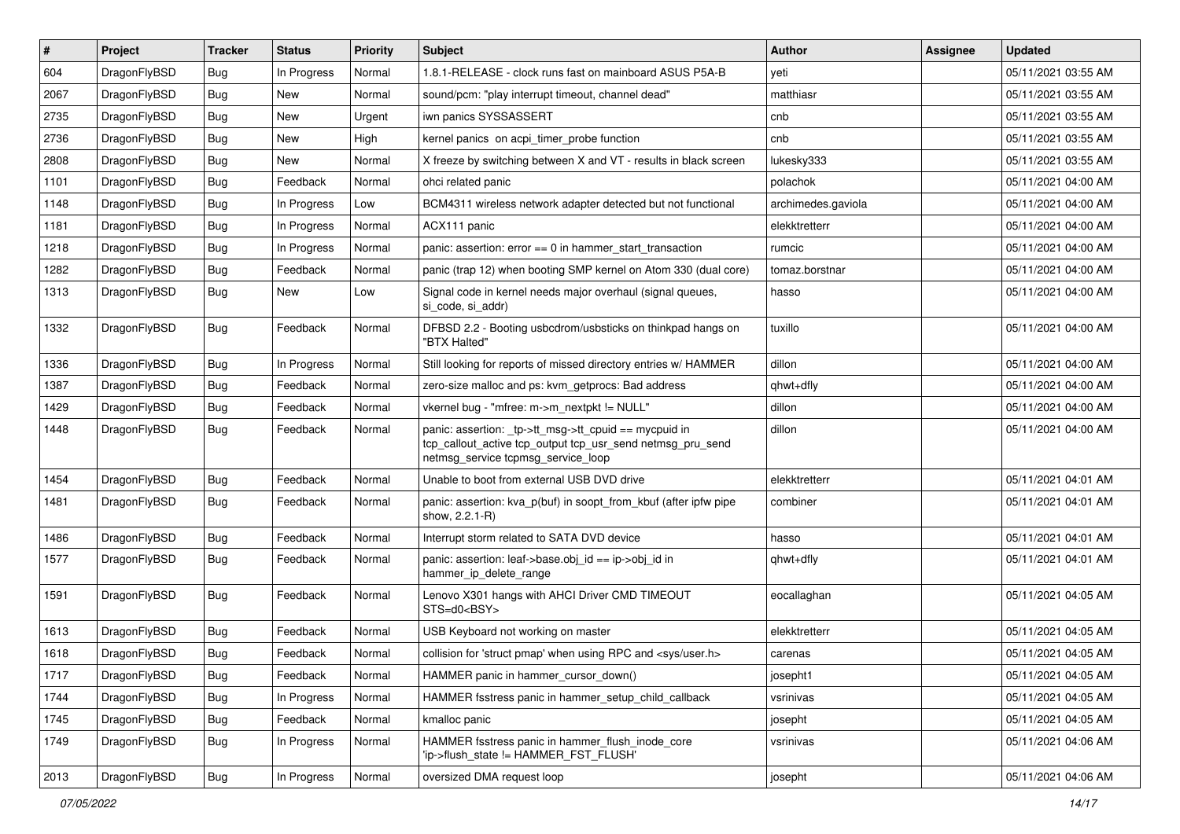| # | Project | Tracker | Status | Priority | Subject | Author | Assignee | Updated |
|---|---|---|---|---|---|---|---|---|
| 604 | DragonFlyBSD | Bug | In Progress | Normal | 1.8.1-RELEASE - clock runs fast on mainboard ASUS P5A-B | yeti | | 05/11/2021 03:55 AM |
| 2067 | DragonFlyBSD | Bug | New | Normal | sound/pcm: "play interrupt timeout, channel dead" | matthiasr | | 05/11/2021 03:55 AM |
| 2735 | DragonFlyBSD | Bug | New | Urgent | iwn panics SYSSASSERT | cnb | | 05/11/2021 03:55 AM |
| 2736 | DragonFlyBSD | Bug | New | High | kernel panics on acpi_timer_probe function | cnb | | 05/11/2021 03:55 AM |
| 2808 | DragonFlyBSD | Bug | New | Normal | X freeze by switching between X and VT - results in black screen | lukesky333 | | 05/11/2021 03:55 AM |
| 1101 | DragonFlyBSD | Bug | Feedback | Normal | ohci related panic | polachok | | 05/11/2021 04:00 AM |
| 1148 | DragonFlyBSD | Bug | In Progress | Low | BCM4311 wireless network adapter detected but not functional | archimedes.gaviola | | 05/11/2021 04:00 AM |
| 1181 | DragonFlyBSD | Bug | In Progress | Normal | ACX111 panic | elekktretterr | | 05/11/2021 04:00 AM |
| 1218 | DragonFlyBSD | Bug | In Progress | Normal | panic: assertion: error == 0 in hammer_start_transaction | rumcic | | 05/11/2021 04:00 AM |
| 1282 | DragonFlyBSD | Bug | Feedback | Normal | panic (trap 12) when booting SMP kernel on Atom 330 (dual core) | tomaz.borstnar | | 05/11/2021 04:00 AM |
| 1313 | DragonFlyBSD | Bug | New | Low | Signal code in kernel needs major overhaul (signal queues, si_code, si_addr) | hasso | | 05/11/2021 04:00 AM |
| 1332 | DragonFlyBSD | Bug | Feedback | Normal | DFBSD 2.2 - Booting usbcdrom/usbsticks on thinkpad hangs on "BTX Halted" | tuxillo | | 05/11/2021 04:00 AM |
| 1336 | DragonFlyBSD | Bug | In Progress | Normal | Still looking for reports of missed directory entries w/ HAMMER | dillon | | 05/11/2021 04:00 AM |
| 1387 | DragonFlyBSD | Bug | Feedback | Normal | zero-size malloc and ps: kvm_getprocs: Bad address | qhwt+dfly | | 05/11/2021 04:00 AM |
| 1429 | DragonFlyBSD | Bug | Feedback | Normal | vkernel bug - "mfree: m->m_nextpkt != NULL" | dillon | | 05/11/2021 04:00 AM |
| 1448 | DragonFlyBSD | Bug | Feedback | Normal | panic: assertion: _tp->tt_msg->tt_cpuid == mycpuid in tcp_callout_active tcp_output tcp_usr_send netmsg_pru_send netmsg_service tcpmsg_service_loop | dillon | | 05/11/2021 04:00 AM |
| 1454 | DragonFlyBSD | Bug | Feedback | Normal | Unable to boot from external USB DVD drive | elekktretterr | | 05/11/2021 04:01 AM |
| 1481 | DragonFlyBSD | Bug | Feedback | Normal | panic: assertion: kva_p(buf) in soopt_from_kbuf (after ipfw pipe show, 2.2.1-R) | combiner | | 05/11/2021 04:01 AM |
| 1486 | DragonFlyBSD | Bug | Feedback | Normal | Interrupt storm related to SATA DVD device | hasso | | 05/11/2021 04:01 AM |
| 1577 | DragonFlyBSD | Bug | Feedback | Normal | panic: assertion: leaf->base.obj_id == ip->obj_id in hammer_ip_delete_range | qhwt+dfly | | 05/11/2021 04:01 AM |
| 1591 | DragonFlyBSD | Bug | Feedback | Normal | Lenovo X301 hangs with AHCI Driver CMD TIMEOUT STS=d0<BSY> | eocallaghan | | 05/11/2021 04:05 AM |
| 1613 | DragonFlyBSD | Bug | Feedback | Normal | USB Keyboard not working on master | elekktretterr | | 05/11/2021 04:05 AM |
| 1618 | DragonFlyBSD | Bug | Feedback | Normal | collision for 'struct pmap' when using RPC and <sys/user.h> | carenas | | 05/11/2021 04:05 AM |
| 1717 | DragonFlyBSD | Bug | Feedback | Normal | HAMMER panic in hammer_cursor_down() | josepht1 | | 05/11/2021 04:05 AM |
| 1744 | DragonFlyBSD | Bug | In Progress | Normal | HAMMER fsstress panic in hammer_setup_child_callback | vsrinivas | | 05/11/2021 04:05 AM |
| 1745 | DragonFlyBSD | Bug | Feedback | Normal | kmalloc panic | josepht | | 05/11/2021 04:05 AM |
| 1749 | DragonFlyBSD | Bug | In Progress | Normal | HAMMER fsstress panic in hammer_flush_inode_core 'ip->flush_state != HAMMER_FST_FLUSH' | vsrinivas | | 05/11/2021 04:06 AM |
| 2013 | DragonFlyBSD | Bug | In Progress | Normal | oversized DMA request loop | josepht | | 05/11/2021 04:06 AM |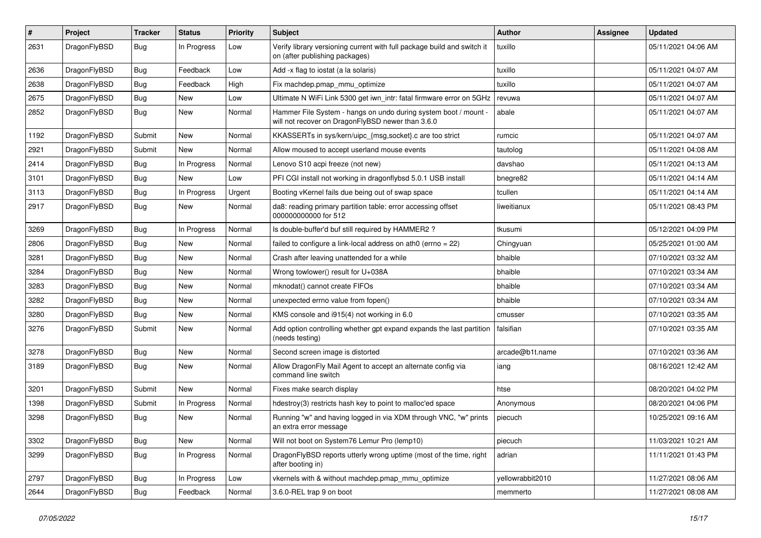| # | Project | Tracker | Status | Priority | Subject | Author | Assignee | Updated |
|---|---|---|---|---|---|---|---|---|
| 2631 | DragonFlyBSD | Bug | In Progress | Low | Verify library versioning current with full package build and switch it on (after publishing packages) | tuxillo | | 05/11/2021 04:06 AM |
| 2636 | DragonFlyBSD | Bug | Feedback | Low | Add -x flag to iostat (a la solaris) | tuxillo | | 05/11/2021 04:07 AM |
| 2638 | DragonFlyBSD | Bug | Feedback | High | Fix machdep.pmap_mmu_optimize | tuxillo | | 05/11/2021 04:07 AM |
| 2675 | DragonFlyBSD | Bug | New | Low | Ultimate N WiFi Link 5300 get iwn_intr: fatal firmware error on 5GHz | revuwa | | 05/11/2021 04:07 AM |
| 2852 | DragonFlyBSD | Bug | New | Normal | Hammer File System - hangs on undo during system boot / mount - will not recover on DragonFlyBSD newer than 3.6.0 | abale | | 05/11/2021 04:07 AM |
| 1192 | DragonFlyBSD | Submit | New | Normal | KKASSERTs in sys/kern/uipc_{msg,socket}.c are too strict | rumcic | | 05/11/2021 04:07 AM |
| 2921 | DragonFlyBSD | Submit | New | Normal | Allow moused to accept userland mouse events | tautolog | | 05/11/2021 04:08 AM |
| 2414 | DragonFlyBSD | Bug | In Progress | Normal | Lenovo S10 acpi freeze (not new) | davshao | | 05/11/2021 04:13 AM |
| 3101 | DragonFlyBSD | Bug | New | Low | PFI CGI install not working in dragonflybsd 5.0.1 USB install | bnegre82 | | 05/11/2021 04:14 AM |
| 3113 | DragonFlyBSD | Bug | In Progress | Urgent | Booting vKernel fails due being out of swap space | tcullen | | 05/11/2021 04:14 AM |
| 2917 | DragonFlyBSD | Bug | New | Normal | da8: reading primary partition table: error accessing offset 000000000000 for 512 | liweitianux | | 05/11/2021 08:43 PM |
| 3269 | DragonFlyBSD | Bug | In Progress | Normal | Is double-buffer'd buf still required by HAMMER2 ? | tkusumi | | 05/12/2021 04:09 PM |
| 2806 | DragonFlyBSD | Bug | New | Normal | failed to configure a link-local address on ath0 (errno = 22) | Chingyuan | | 05/25/2021 01:00 AM |
| 3281 | DragonFlyBSD | Bug | New | Normal | Crash after leaving unattended for a while | bhaible | | 07/10/2021 03:32 AM |
| 3284 | DragonFlyBSD | Bug | New | Normal | Wrong towlower() result for U+038A | bhaible | | 07/10/2021 03:34 AM |
| 3283 | DragonFlyBSD | Bug | New | Normal | mknodat() cannot create FIFOs | bhaible | | 07/10/2021 03:34 AM |
| 3282 | DragonFlyBSD | Bug | New | Normal | unexpected errno value from fopen() | bhaible | | 07/10/2021 03:34 AM |
| 3280 | DragonFlyBSD | Bug | New | Normal | KMS console and i915(4) not working in 6.0 | cmusser | | 07/10/2021 03:35 AM |
| 3276 | DragonFlyBSD | Submit | New | Normal | Add option controlling whether gpt expand expands the last partition (needs testing) | falsifian | | 07/10/2021 03:35 AM |
| 3278 | DragonFlyBSD | Bug | New | Normal | Second screen image is distorted | arcade@b1t.name | | 07/10/2021 03:36 AM |
| 3189 | DragonFlyBSD | Bug | New | Normal | Allow DragonFly Mail Agent to accept an alternate config via command line switch | iang | | 08/16/2021 12:42 AM |
| 3201 | DragonFlyBSD | Submit | New | Normal | Fixes make search display | htse | | 08/20/2021 04:02 PM |
| 1398 | DragonFlyBSD | Submit | In Progress | Normal | hdestroy(3) restricts hash key to point to malloc'ed space | Anonymous | | 08/20/2021 04:06 PM |
| 3298 | DragonFlyBSD | Bug | New | Normal | Running "w" and having logged in via XDM through VNC, "w" prints an extra error message | piecuch | | 10/25/2021 09:16 AM |
| 3302 | DragonFlyBSD | Bug | New | Normal | Will not boot on System76 Lemur Pro (lemp10) | piecuch | | 11/03/2021 10:21 AM |
| 3299 | DragonFlyBSD | Bug | In Progress | Normal | DragonFlyBSD reports utterly wrong uptime (most of the time, right after booting in) | adrian | | 11/11/2021 01:43 PM |
| 2797 | DragonFlyBSD | Bug | In Progress | Low | vkernels with & without machdep.pmap_mmu_optimize | yellowrabbit2010 | | 11/27/2021 08:06 AM |
| 2644 | DragonFlyBSD | Bug | Feedback | Normal | 3.6.0-REL trap 9 on boot | memmerto | | 11/27/2021 08:08 AM |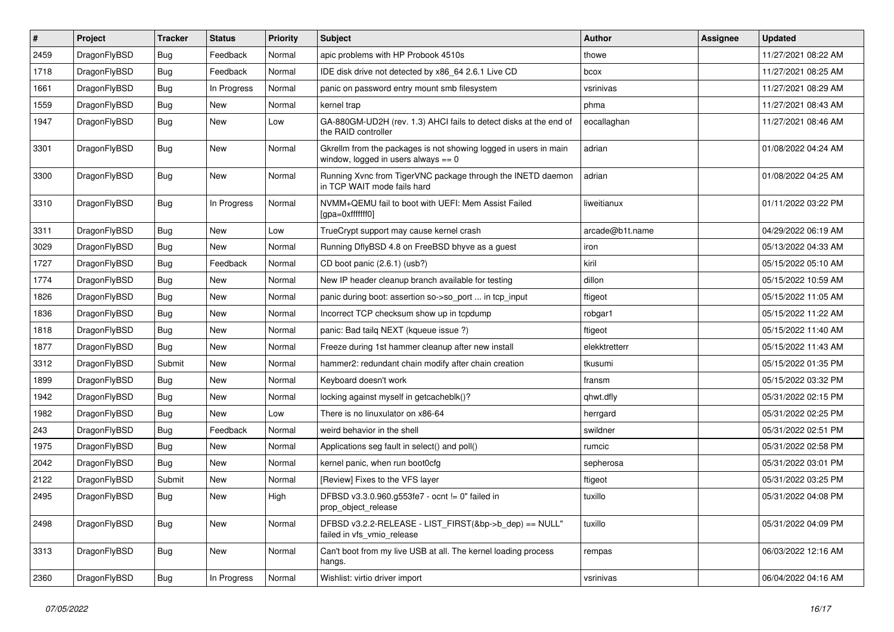| # | Project | Tracker | Status | Priority | Subject | Author | Assignee | Updated |
|---|---|---|---|---|---|---|---|---|
| 2459 | DragonFlyBSD | Bug | Feedback | Normal | apic problems with HP Probook 4510s | thowe | | 11/27/2021 08:22 AM |
| 1718 | DragonFlyBSD | Bug | Feedback | Normal | IDE disk drive not detected by x86_64 2.6.1 Live CD | bcox | | 11/27/2021 08:25 AM |
| 1661 | DragonFlyBSD | Bug | In Progress | Normal | panic on password entry mount smb filesystem | vsrinivas | | 11/27/2021 08:29 AM |
| 1559 | DragonFlyBSD | Bug | New | Normal | kernel trap | phma | | 11/27/2021 08:43 AM |
| 1947 | DragonFlyBSD | Bug | New | Low | GA-880GM-UD2H (rev. 1.3) AHCI fails to detect disks at the end of the RAID controller | eocallaghan | | 11/27/2021 08:46 AM |
| 3301 | DragonFlyBSD | Bug | New | Normal | Gkrellm from the packages is not showing logged in users in main window, logged in users always == 0 | adrian | | 01/08/2022 04:24 AM |
| 3300 | DragonFlyBSD | Bug | New | Normal | Running Xvnc from TigerVNC package through the INETD daemon in TCP WAIT mode fails hard | adrian | | 01/08/2022 04:25 AM |
| 3310 | DragonFlyBSD | Bug | In Progress | Normal | NVMM+QEMU fail to boot with UEFI: Mem Assist Failed [gpa=0xfffffff0] | liweitianux | | 01/11/2022 03:22 PM |
| 3311 | DragonFlyBSD | Bug | New | Low | TrueCrypt support may cause kernel crash | arcade@b1t.name | | 04/29/2022 06:19 AM |
| 3029 | DragonFlyBSD | Bug | New | Normal | Running DflyBSD 4.8 on FreeBSD bhyve as a guest | iron | | 05/13/2022 04:33 AM |
| 1727 | DragonFlyBSD | Bug | Feedback | Normal | CD boot panic (2.6.1) (usb?) | kiril | | 05/15/2022 05:10 AM |
| 1774 | DragonFlyBSD | Bug | New | Normal | New IP header cleanup branch available for testing | dillon | | 05/15/2022 10:59 AM |
| 1826 | DragonFlyBSD | Bug | New | Normal | panic during boot: assertion so->so_port ... in tcp_input | ftigeot | | 05/15/2022 11:05 AM |
| 1836 | DragonFlyBSD | Bug | New | Normal | Incorrect TCP checksum show up in tcpdump | robgar1 | | 05/15/2022 11:22 AM |
| 1818 | DragonFlyBSD | Bug | New | Normal | panic: Bad tailq NEXT (kqueue issue ?) | ftigeot | | 05/15/2022 11:40 AM |
| 1877 | DragonFlyBSD | Bug | New | Normal | Freeze during 1st hammer cleanup after new install | elekktretterr | | 05/15/2022 11:43 AM |
| 3312 | DragonFlyBSD | Submit | New | Normal | hammer2: redundant chain modify after chain creation | tkusumi | | 05/15/2022 01:35 PM |
| 1899 | DragonFlyBSD | Bug | New | Normal | Keyboard doesn't work | fransm | | 05/15/2022 03:32 PM |
| 1942 | DragonFlyBSD | Bug | New | Normal | locking against myself in getcacheblk()? | qhwt.dfly | | 05/31/2022 02:15 PM |
| 1982 | DragonFlyBSD | Bug | New | Low | There is no linuxulator on x86-64 | herrgard | | 05/31/2022 02:25 PM |
| 243 | DragonFlyBSD | Bug | Feedback | Normal | weird behavior in the shell | swildner | | 05/31/2022 02:51 PM |
| 1975 | DragonFlyBSD | Bug | New | Normal | Applications seg fault in select() and poll() | rumcic | | 05/31/2022 02:58 PM |
| 2042 | DragonFlyBSD | Bug | New | Normal | kernel panic, when run boot0cfg | sepherosa | | 05/31/2022 03:01 PM |
| 2122 | DragonFlyBSD | Submit | New | Normal | [Review] Fixes to the VFS layer | ftigeot | | 05/31/2022 03:25 PM |
| 2495 | DragonFlyBSD | Bug | New | High | DFBSD v3.3.0.960.g553fe7 - ocnt != 0" failed in prop_object_release | tuxillo | | 05/31/2022 04:08 PM |
| 2498 | DragonFlyBSD | Bug | New | Normal | DFBSD v3.2.2-RELEASE - LIST_FIRST(&bp->b_dep) == NULL" failed in vfs_vmio_release | tuxillo | | 05/31/2022 04:09 PM |
| 3313 | DragonFlyBSD | Bug | New | Normal | Can't boot from my live USB at all. The kernel loading process hangs. | rempas | | 06/03/2022 12:16 AM |
| 2360 | DragonFlyBSD | Bug | In Progress | Normal | Wishlist: virtio driver import | vsrinivas | | 06/04/2022 04:16 AM |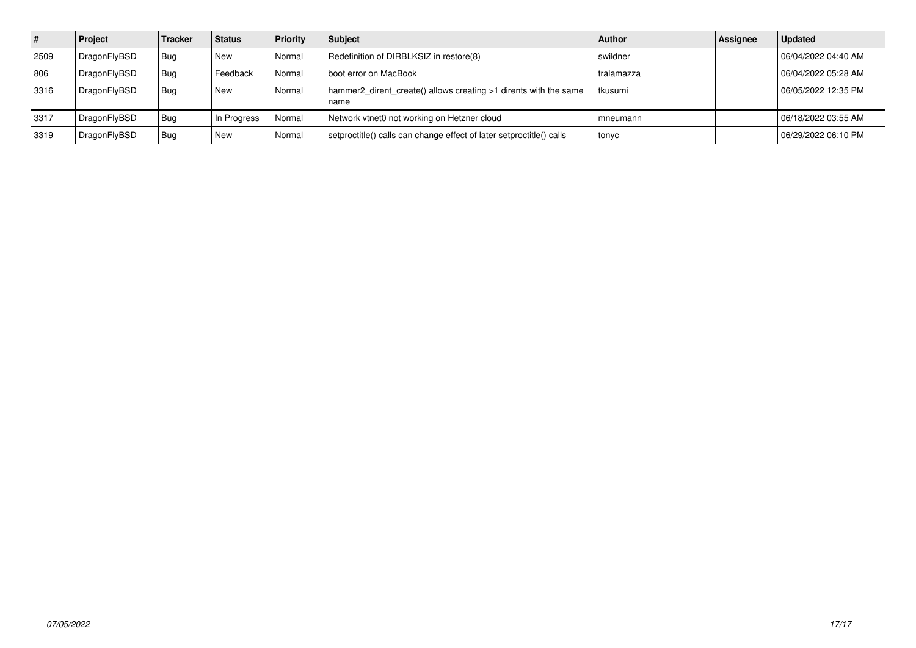| # | Project | Tracker | Status | Priority | Subject | Author | Assignee | Updated |
|---|---|---|---|---|---|---|---|---|
| 2509 | DragonFlyBSD | Bug | New | Normal | Redefinition of DIRBLKSIZ in restore(8) | swildner | | 06/04/2022 04:40 AM |
| 806 | DragonFlyBSD | Bug | Feedback | Normal | boot error on MacBook | tralamazza | | 06/04/2022 05:28 AM |
| 3316 | DragonFlyBSD | Bug | New | Normal | hammer2_dirent_create() allows creating >1 dirents with the same name | tkusumi | | 06/05/2022 12:35 PM |
| 3317 | DragonFlyBSD | Bug | In Progress | Normal | Network vtnet0 not working on Hetzner cloud | mneumann | | 06/18/2022 03:55 AM |
| 3319 | DragonFlyBSD | Bug | New | Normal | setproctitle() calls can change effect of later setproctitle() calls | tonyc | | 06/29/2022 06:10 PM |

*07/05/2022*